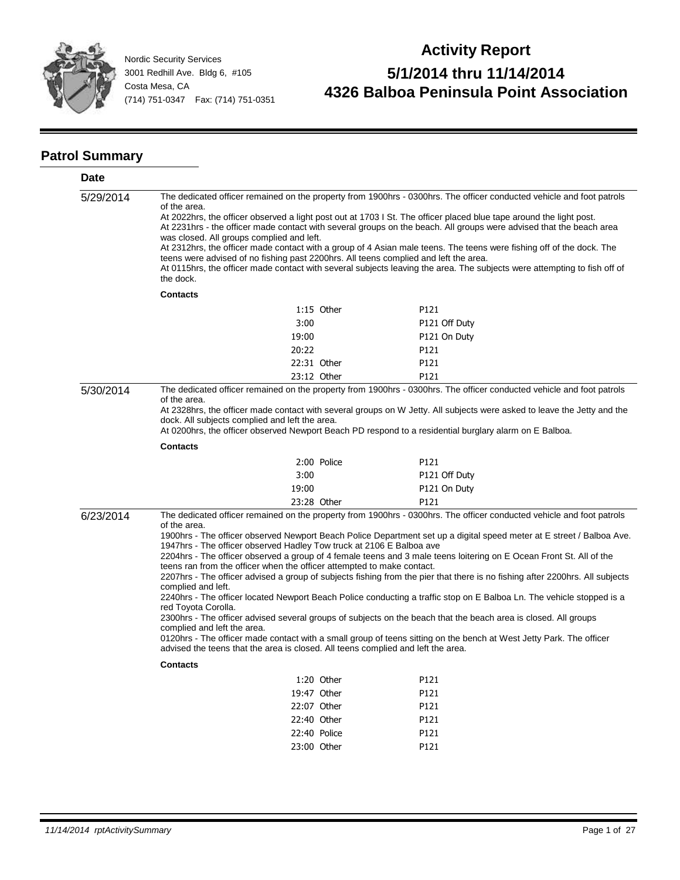Nordic Security Services
3001 Redhill Ave. Bldg 6, #105
Costa Mesa, CA
(714) 751-0347 Fax: (714) 751-0351

# Activity Report

## 5/1/2014 thru 11/14/2014

## 4326 Balboa Peninsula Point Association

## Patrol Summary

**Date**

**5/29/2014**

The dedicated officer remained on the property from 1900hrs - 0300hrs. The officer conducted vehicle and foot patrols of the area.
At 2022hrs, the officer observed a light post out at 1703 I St. The officer placed blue tape around the light post.
At 2231hrs - the officer made contact with several groups on the beach. All groups were advised that the beach area was closed. All groups complied and left.
At 2312hrs, the officer made contact with a group of 4 Asian male teens. The teens were fishing off of the dock. The teens were advised of no fishing past 2200hrs. All teens complied and left the area.
At 0115hrs, the officer made contact with several subjects leaving the area. The subjects were attempting to fish off of the dock.

**Contacts**

| Time | Type | Officer |
|---|---|---|
| 1:15 | Other | P121 |
| 3:00 | | P121 Off Duty |
| 19:00 | | P121 On Duty |
| 20:22 | | P121 |
| 22:31 | Other | P121 |
| 23:12 | Other | P121 |

**5/30/2014**

The dedicated officer remained on the property from 1900hrs - 0300hrs. The officer conducted vehicle and foot patrols of the area.
At 2328hrs, the officer made contact with several groups on W Jetty. All subjects were asked to leave the Jetty and the dock. All subjects complied and left the area.
At 0200hrs, the officer observed Newport Beach PD respond to a residential burglary alarm on E Balboa.

**Contacts**

| Time | Type | Officer |
|---|---|---|
| 2:00 | Police | P121 |
| 3:00 | | P121 Off Duty |
| 19:00 | | P121 On Duty |
| 23:28 | Other | P121 |

**6/23/2014**

The dedicated officer remained on the property from 1900hrs - 0300hrs. The officer conducted vehicle and foot patrols of the area.
1900hrs - The officer observed Newport Beach Police Department set up a digital speed meter at E street / Balboa Ave.
1947hrs - The officer observed Hadley Tow truck at 2106 E Balboa ave
2204hrs - The officer observed a group of 4 female teens and 3 male teens loitering on E Ocean Front St. All of the teens ran from the officer when the officer attempted to make contact.
2207hrs - The officer advised a group of subjects fishing from the pier that there is no fishing after 2200hrs. All subjects complied and left.
2240hrs - The officer located Newport Beach Police conducting a traffic stop on E Balboa Ln. The vehicle stopped is a red Toyota Corolla.
2300hrs - The officer advised several groups of subjects on the beach that the beach area is closed. All groups complied and left the area.
0120hrs - The officer made contact with a small group of teens sitting on the bench at West Jetty Park. The officer advised the teens that the area is closed. All teens complied and left the area.

**Contacts**

| Time | Type | Officer |
|---|---|---|
| 1:20 | Other | P121 |
| 19:47 | Other | P121 |
| 22:07 | Other | P121 |
| 22:40 | Other | P121 |
| 22:40 | Police | P121 |
| 23:00 | Other | P121 |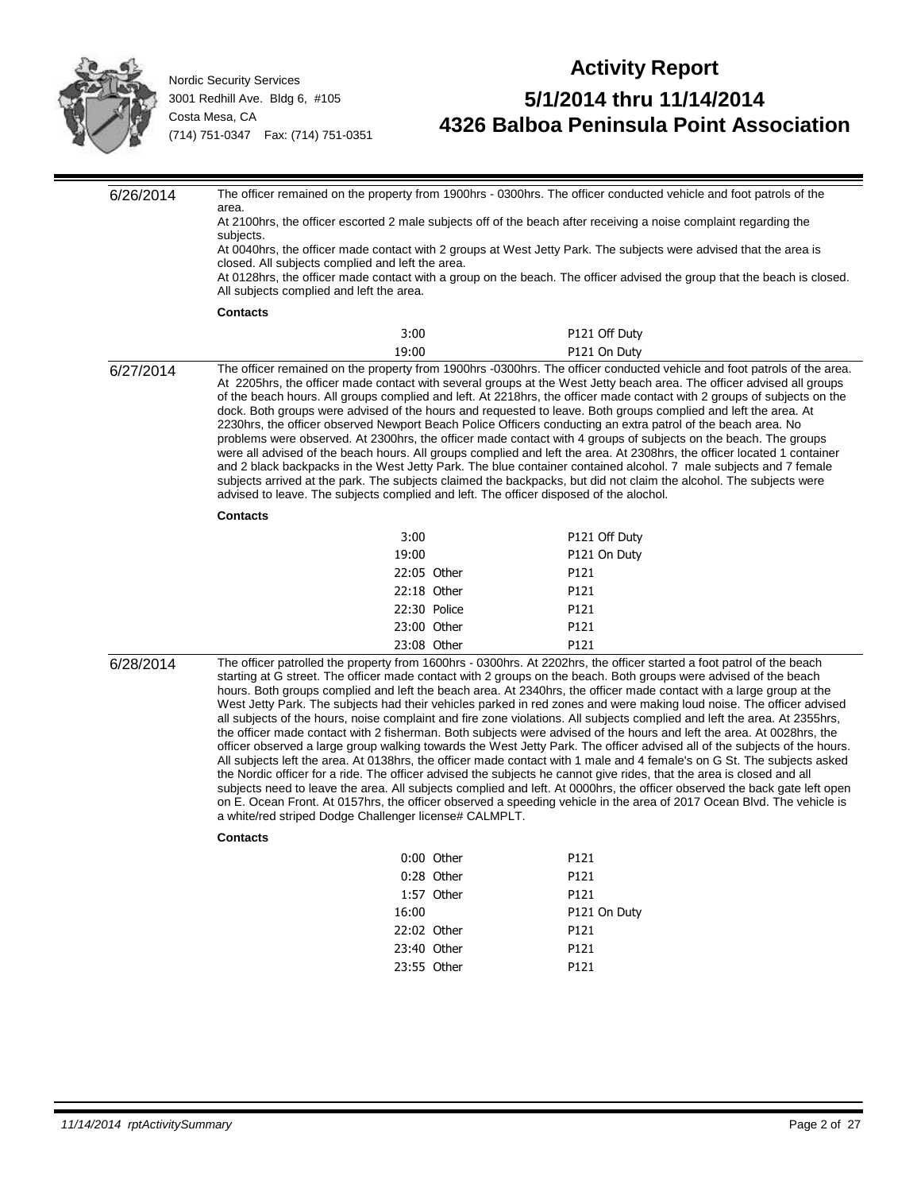Nordic Security Services
3001 Redhill Ave. Bldg 6, #105
Costa Mesa, CA
(714) 751-0347 Fax: (714) 751-0351

# Activity Report

## 5/1/2014 thru 11/14/2014

## 4326 Balboa Peninsula Point Association

**6/26/2014**

The officer remained on the property from 1900hrs - 0300hrs. The officer conducted vehicle and foot patrols of the area.
At 2100hrs, the officer escorted 2 male subjects off of the beach after receiving a noise complaint regarding the subjects.
At 0040hrs, the officer made contact with 2 groups at West Jetty Park. The subjects were advised that the area is closed. All subjects complied and left the area.
At 0128hrs, the officer made contact with a group on the beach. The officer advised the group that the beach is closed. All subjects complied and left the area.

**Contacts**

| Time | Type | Officer |
|---|---|---|
| 3:00 | | P121 Off Duty |
| 19:00 | | P121 On Duty |

**6/27/2014**

The officer remained on the property from 1900hrs -0300hrs. The officer conducted vehicle and foot patrols of the area. At 2205hrs, the officer made contact with several groups at the West Jetty beach area. The officer advised all groups of the beach hours. All groups complied and left. At 2218hrs, the officer made contact with 2 groups of subjects on the dock. Both groups were advised of the hours and requested to leave. Both groups complied and left the area. At 2230hrs, the officer observed Newport Beach Police Officers conducting an extra patrol of the beach area. No problems were observed. At 2300hrs, the officer made contact with 4 groups of subjects on the beach. The groups were all advised of the beach hours. All groups complied and left the area. At 2308hrs, the officer located 1 container and 2 black backpacks in the West Jetty Park. The blue container contained alcohol. 7 male subjects and 7 female subjects arrived at the park. The subjects claimed the backpacks, but did not claim the alcohol. The subjects were advised to leave. The subjects complied and left. The officer disposed of the alochol.

**Contacts**

| Time | Type | Officer |
|---|---|---|
| 3:00 | | P121 Off Duty |
| 19:00 | | P121 On Duty |
| 22:05 | Other | P121 |
| 22:18 | Other | P121 |
| 22:30 | Police | P121 |
| 23:00 | Other | P121 |
| 23:08 | Other | P121 |

**6/28/2014**

The officer patrolled the property from 1600hrs - 0300hrs. At 2202hrs, the officer started a foot patrol of the beach starting at G street. The officer made contact with 2 groups on the beach. Both groups were advised of the beach hours. Both groups complied and left the beach area. At 2340hrs, the officer made contact with a large group at the West Jetty Park. The subjects had their vehicles parked in red zones and were making loud noise. The officer advised all subjects of the hours, noise complaint and fire zone violations. All subjects complied and left the area. At 2355hrs, the officer made contact with 2 fisherman. Both subjects were advised of the hours and left the area. At 0028hrs, the officer observed a large group walking towards the West Jetty Park. The officer advised all of the subjects of the hours. All subjects left the area. At 0138hrs, the officer made contact with 1 male and 4 female's on G St. The subjects asked the Nordic officer for a ride. The officer advised the subjects he cannot give rides, that the area is closed and all subjects need to leave the area. All subjects complied and left. At 0000hrs, the officer observed the back gate left open on E. Ocean Front. At 0157hrs, the officer observed a speeding vehicle in the area of 2017 Ocean Blvd. The vehicle is a white/red striped Dodge Challenger license# CALMPLT.

**Contacts**

| Time | Type | Officer |
|---|---|---|
| 0:00 | Other | P121 |
| 0:28 | Other | P121 |
| 1:57 | Other | P121 |
| 16:00 | | P121 On Duty |
| 22:02 | Other | P121 |
| 23:40 | Other | P121 |
| 23:55 | Other | P121 |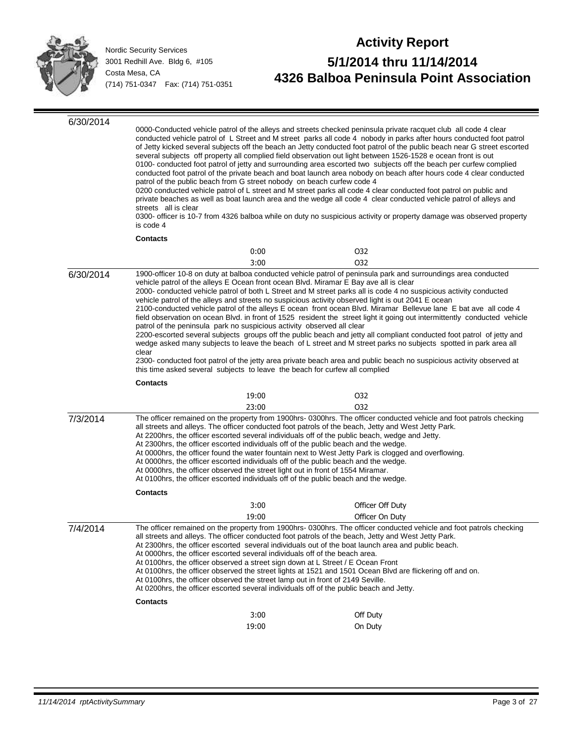Nordic Security Services
3001 Redhill Ave. Bldg 6, #105
Costa Mesa, CA
(714) 751-0347 Fax: (714) 751-0351

# Activity Report

## 5/1/2014 thru 11/14/2014

## 4326 Balboa Peninsula Point Association

**6/30/2014**

0000-Conducted vehicle patrol of the alleys and streets checked peninsula private racquet club all code 4 clear conducted vehicle patrol of L Street and M street parks all code 4 nobody in parks after hours conducted foot patrol of Jetty kicked several subjects off the beach an Jetty conducted foot patrol of the public beach near G street escorted several subjects off property all complied field observation out light between 1526-1528 e ocean front is out
0100- conducted foot patrol of jetty and surrounding area escorted two subjects off the beach per curfew complied conducted foot patrol of the private beach and boat launch area nobody on beach after hours code 4 clear conducted patrol of the public beach from G street nobody on beach curfew code 4
0200 conducted vehicle patrol of L street and M street parks all code 4 clear conducted foot patrol on public and private beaches as well as boat launch area and the wedge all code 4 clear conducted vehicle patrol of alleys and streets all is clear
0300- officer is 10-7 from 4326 balboa while on duty no suspicious activity or property damage was observed property is code 4

**Contacts**

| | |
|---|---|
| 0:00 | O32 |
| 3:00 | O32 |

**6/30/2014**

1900-officer 10-8 on duty at balboa conducted vehicle patrol of peninsula park and surroundings area conducted vehicle patrol of the alleys E Ocean front ocean Blvd. Miramar E Bay ave all is clear
2000- conducted vehicle patrol of both L Street and M street parks all is code 4 no suspicious activity conducted vehicle patrol of the alleys and streets no suspicious activity observed light is out 2041 E ocean
2100-conducted vehicle patrol of the alleys E ocean front ocean Blvd. Miramar Bellevue lane E bat ave all code 4 field observation on ocean Blvd. in front of 1525 resident the street light it going out intermittently conducted vehicle patrol of the peninsula park no suspicious activity observed all clear
2200-escorted several subjects groups off the public beach and jetty all compliant conducted foot patrol of jetty and wedge asked many subjects to leave the beach of L street and M street parks no subjects spotted in park area all clear
2300- conducted foot patrol of the jetty area private beach area and public beach no suspicious activity observed at this time asked several subjects to leave the beach for curfew all complied

**Contacts**

| | |
|---|---|
| 19:00 | O32 |
| 23:00 | O32 |

**7/3/2014**

The officer remained on the property from 1900hrs- 0300hrs. The officer conducted vehicle and foot patrols checking all streets and alleys. The officer conducted foot patrols of the beach, Jetty and West Jetty Park.
At 2200hrs, the officer escorted several individuals off of the public beach, wedge and Jetty.
At 2300hrs, the officer escorted individuals off of the public beach and the wedge.
At 0000hrs, the officer found the water fountain next to West Jetty Park is clogged and overflowing.
At 0000hrs, the officer escorted individuals off of the public beach and the wedge.
At 0000hrs, the officer observed the street light out in front of 1554 Miramar.
At 0100hrs, the officer escorted individuals off of the public beach and the wedge.

**Contacts**

| | |
|---|---|
| 3:00 | Officer Off Duty |
| 19:00 | Officer On Duty |

**7/4/2014**

The officer remained on the property from 1900hrs- 0300hrs. The officer conducted vehicle and foot patrols checking all streets and alleys. The officer conducted foot patrols of the beach, Jetty and West Jetty Park.
At 2300hrs, the officer escorted several individuals out of the boat launch area and public beach.
At 0000hrs, the officer escorted several individuals off of the beach area.
At 0100hrs, the officer observed a street sign down at L Street / E Ocean Front
At 0100hrs, the officer observed the street lights at 1521 and 1501 Ocean Blvd are flickering off and on.
At 0100hrs, the officer observed the street lamp out in front of 2149 Seville.
At 0200hrs, the officer escorted several individuals off of the public beach and Jetty.

**Contacts**

| | |
|---|---|
| 3:00 | Off Duty |
| 19:00 | On Duty |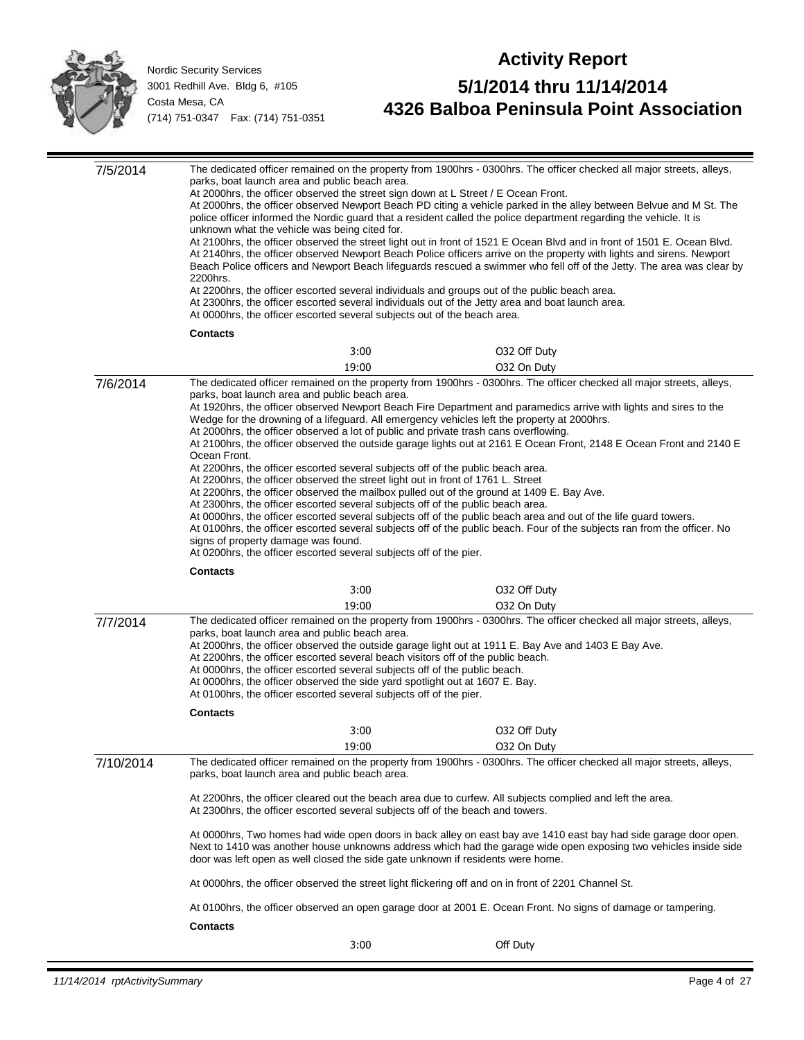Nordic Security Services
3001 Redhill Ave. Bldg 6, #105
Costa Mesa, CA
(714) 751-0347 Fax: (714) 751-0351

# Activity Report

## 5/1/2014 thru 11/14/2014

## 4326 Balboa Peninsula Point Association

**7/5/2014**

The dedicated officer remained on the property from 1900hrs - 0300hrs. The officer checked all major streets, alleys, parks, boat launch area and public beach area.
At 2000hrs, the officer observed the street sign down at L Street / E Ocean Front.
At 2000hrs, the officer observed Newport Beach PD citing a vehicle parked in the alley between Belvue and M St. The police officer informed the Nordic guard that a resident called the police department regarding the vehicle. It is unknown what the vehicle was being cited for.
At 2100hrs, the officer observed the street light out in front of 1521 E Ocean Blvd and in front of 1501 E. Ocean Blvd.
At 2140hrs, the officer observed Newport Beach Police officers arrive on the property with lights and sirens. Newport Beach Police officers and Newport Beach lifeguards rescued a swimmer who fell off of the Jetty. The area was clear by 2200hrs.
At 2200hrs, the officer escorted several individuals and groups out of the public beach area.
At 2300hrs, the officer escorted several individuals out of the Jetty area and boat launch area.
At 0000hrs, the officer escorted several subjects out of the beach area.

**Contacts**

| | |
|---|---|
| 3:00 | O32 Off Duty |
| 19:00 | O32 On Duty |

**7/6/2014**

The dedicated officer remained on the property from 1900hrs - 0300hrs. The officer checked all major streets, alleys, parks, boat launch area and public beach area.
At 1920hrs, the officer observed Newport Beach Fire Department and paramedics arrive with lights and sires to the Wedge for the drowning of a lifeguard. All emergency vehicles left the property at 2000hrs.
At 2000hrs, the officer observed a lot of public and private trash cans overflowing.
At 2100hrs, the officer observed the outside garage lights out at 2161 E Ocean Front, 2148 E Ocean Front and 2140 E Ocean Front.
At 2200hrs, the officer escorted several subjects off of the public beach area.
At 2200hrs, the officer observed the street light out in front of 1761 L. Street
At 2200hrs, the officer observed the mailbox pulled out of the ground at 1409 E. Bay Ave.
At 2300hrs, the officer escorted several subjects off of the public beach area.
At 0000hrs, the officer escorted several subjects off of the public beach area and out of the life guard towers.
At 0100hrs, the officer escorted several subjects off of the public beach. Four of the subjects ran from the officer. No signs of property damage was found.
At 0200hrs, the officer escorted several subjects off of the pier.

**Contacts**

| | |
|---|---|
| 3:00 | O32 Off Duty |
| 19:00 | O32 On Duty |

**7/7/2014**

The dedicated officer remained on the property from 1900hrs - 0300hrs. The officer checked all major streets, alleys, parks, boat launch area and public beach area.
At 2000hrs, the officer observed the outside garage light out at 1911 E. Bay Ave and 1403 E Bay Ave.
At 2200hrs, the officer escorted several beach visitors off of the public beach.
At 0000hrs, the officer escorted several subjects off of the public beach.
At 0000hrs, the officer observed the side yard spotlight out at 1607 E. Bay.
At 0100hrs, the officer escorted several subjects off of the pier.

**Contacts**

| | |
|---|---|
| 3:00 | O32 Off Duty |
| 19:00 | O32 On Duty |

**7/10/2014**

The dedicated officer remained on the property from 1900hrs - 0300hrs. The officer checked all major streets, alleys, parks, boat launch area and public beach area.

At 2200hrs, the officer cleared out the beach area due to curfew. All subjects complied and left the area.
At 2300hrs, the officer escorted several subjects off of the beach and towers.

At 0000hrs, Two homes had wide open doors in back alley on east bay ave 1410 east bay had side garage door open. Next to 1410 was another house unknowns address which had the garage wide open exposing two vehicles inside side door was left open as well closed the side gate unknown if residents were home.

At 0000hrs, the officer observed the street light flickering off and on in front of 2201 Channel St.

At 0100hrs, the officer observed an open garage door at 2001 E. Ocean Front. No signs of damage or tampering.

**Contacts**

| | |
|---|---|
| 3:00 | Off Duty |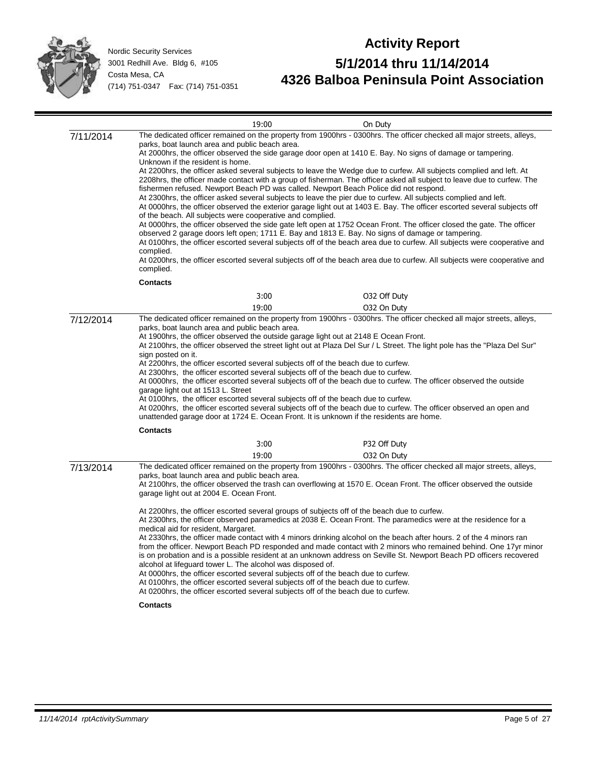Nordic Security Services
3001 Redhill Ave. Bldg 6, #105
Costa Mesa, CA
(714) 751-0347 Fax: (714) 751-0351

# Activity Report

## 5/1/2014 thru 11/14/2014
## 4326 Balboa Peninsula Point Association

19:00 On Duty

**7/11/2014**

The dedicated officer remained on the property from 1900hrs - 0300hrs. The officer checked all major streets, alleys, parks, boat launch area and public beach area.
At 2000hrs, the officer observed the side garage door open at 1410 E. Bay. No signs of damage or tampering. Unknown if the resident is home.
At 2200hrs, the officer asked several subjects to leave the Wedge due to curfew. All subjects complied and left. At 2208hrs, the officer made contact with a group of fisherman. The officer asked all subject to leave due to curfew. The fishermen refused. Newport Beach PD was called. Newport Beach Police did not respond.
At 2300hrs, the officer asked several subjects to leave the pier due to curfew. All subjects complied and left.
At 0000hrs, the officer observed the exterior garage light out at 1403 E. Bay. The officer escorted several subjects off of the beach. All subjects were cooperative and complied.
At 0000hrs, the officer observed the side gate left open at 1752 Ocean Front. The officer closed the gate. The officer observed 2 garage doors left open; 1711 E. Bay and 1813 E. Bay. No signs of damage or tampering.
At 0100hrs, the officer escorted several subjects off of the beach area due to curfew. All subjects were cooperative and complied.
At 0200hrs, the officer escorted several subjects off of the beach area due to curfew. All subjects were cooperative and complied.

**Contacts**

3:00 O32 Off Duty
19:00 O32 On Duty

**7/12/2014**

The dedicated officer remained on the property from 1900hrs - 0300hrs. The officer checked all major streets, alleys, parks, boat launch area and public beach area.
At 1900hrs, the officer observed the outside garage light out at 2148 E Ocean Front.
At 2100hrs, the officer observed the street light out at Plaza Del Sur / L Street. The light pole has the "Plaza Del Sur" sign posted on it.
At 2200hrs, the officer escorted several subjects off of the beach due to curfew.
At 2300hrs, the officer escorted several subjects off of the beach due to curfew.
At 0000hrs, the officer escorted several subjects off of the beach due to curfew. The officer observed the outside garage light out at 1513 L. Street
At 0100hrs, the officer escorted several subjects off of the beach due to curfew.
At 0200hrs, the officer escorted several subjects off of the beach due to curfew. The officer observed an open and unattended garage door at 1724 E. Ocean Front. It is unknown if the residents are home.

**Contacts**

3:00 P32 Off Duty
19:00 O32 On Duty

**7/13/2014**

The dedicated officer remained on the property from 1900hrs - 0300hrs. The officer checked all major streets, alleys, parks, boat launch area and public beach area.
At 2100hrs, the officer observed the trash can overflowing at 1570 E. Ocean Front. The officer observed the outside garage light out at 2004 E. Ocean Front.

At 2200hrs, the officer escorted several groups of subjects off of the beach due to curfew.
At 2300hrs, the officer observed paramedics at 2038 E. Ocean Front. The paramedics were at the residence for a medical aid for resident, Margaret.
At 2330hrs, the officer made contact with 4 minors drinking alcohol on the beach after hours. 2 of the 4 minors ran from the officer. Newport Beach PD responded and made contact with 2 minors who remained behind. One 17yr minor is on probation and is a possible resident at an unknown address on Seville St. Newport Beach PD officers recovered alcohol at lifeguard tower L. The alcohol was disposed of.
At 0000hrs, the officer escorted several subjects off of the beach due to curfew.
At 0100hrs, the officer escorted several subjects off of the beach due to curfew.
At 0200hrs, the officer escorted several subjects off of the beach due to curfew.

**Contacts**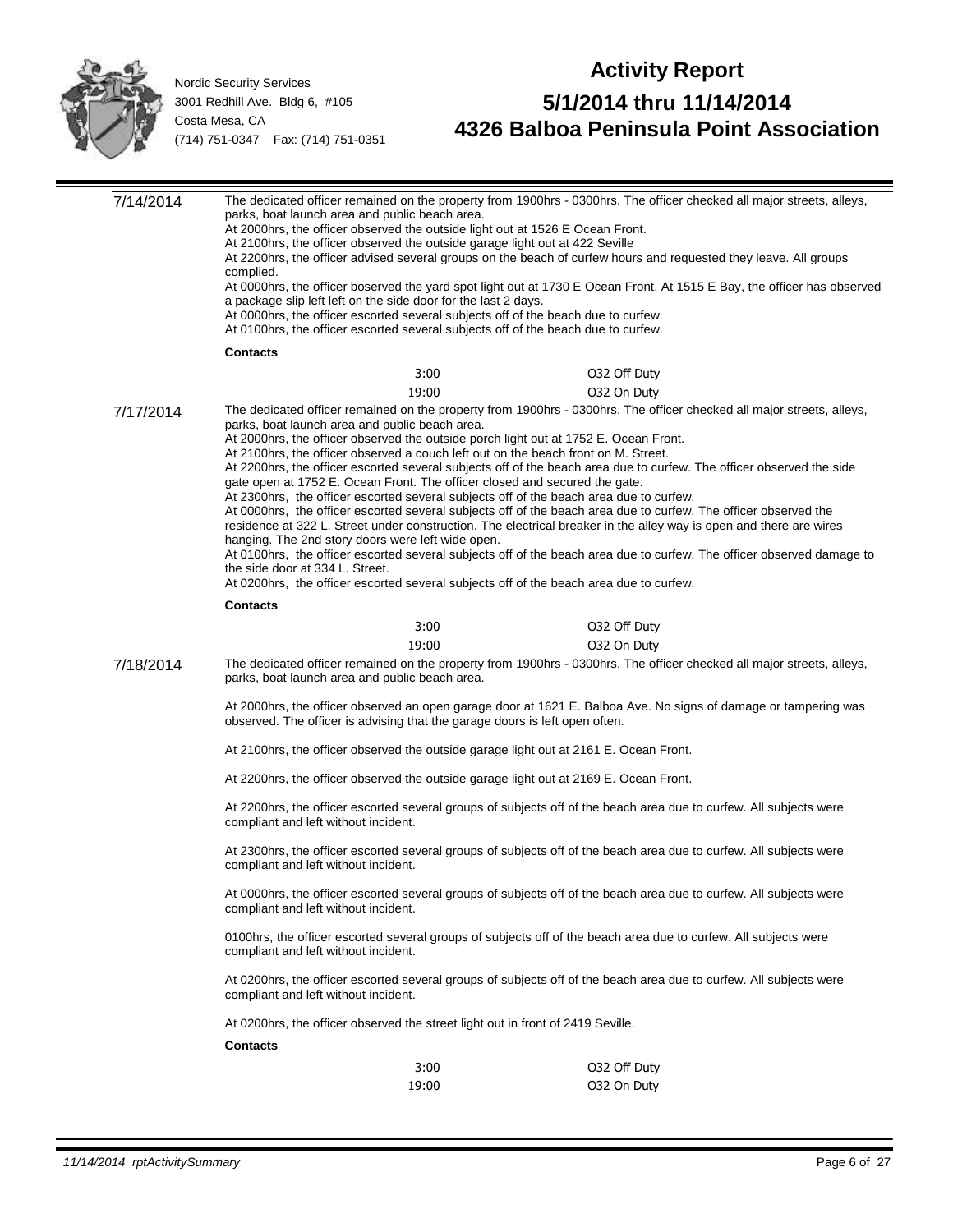# Activity Report

## 5/1/2014 thru 11/14/2014

## 4326 Balboa Peninsula Point Association

Nordic Security Services
3001 Redhill Ave. Bldg 6, #105
Costa Mesa, CA
(714) 751-0347 Fax: (714) 751-0351

---

**7/14/2014**

The dedicated officer remained on the property from 1900hrs - 0300hrs. The officer checked all major streets, alleys, parks, boat launch area and public beach area.
At 2000hrs, the officer observed the outside light out at 1526 E Ocean Front.
At 2100hrs, the officer observed the outside garage light out at 422 Seville
At 2200hrs, the officer advised several groups on the beach of curfew hours and requested they leave. All groups complied.
At 0000hrs, the officer boserved the yard spot light out at 1730 E Ocean Front. At 1515 E Bay, the officer has observed a package slip left left on the side door for the last 2 days.
At 0000hrs, the officer escorted several subjects off of the beach due to curfew.
At 0100hrs, the officer escorted several subjects off of the beach due to curfew.

**Contacts**

| | |
|---|---|
| 3:00 | O32 Off Duty |
| 19:00 | O32 On Duty |

---

**7/17/2014**

The dedicated officer remained on the property from 1900hrs - 0300hrs. The officer checked all major streets, alleys, parks, boat launch area and public beach area.
At 2000hrs, the officer observed the outside porch light out at 1752 E. Ocean Front.
At 2100hrs, the officer observed a couch left out on the beach front on M. Street.
At 2200hrs, the officer escorted several subjects off of the beach area due to curfew. The officer observed the side gate open at 1752 E. Ocean Front. The officer closed and secured the gate.
At 2300hrs, the officer escorted several subjects off of the beach area due to curfew.
At 0000hrs, the officer escorted several subjects off of the beach area due to curfew. The officer observed the residence at 322 L. Street under construction. The electrical breaker in the alley way is open and there are wires hanging. The 2nd story doors were left wide open.
At 0100hrs, the officer escorted several subjects off of the beach area due to curfew. The officer observed damage to the side door at 334 L. Street.
At 0200hrs, the officer escorted several subjects off of the beach area due to curfew.

**Contacts**

| | |
|---|---|
| 3:00 | O32 Off Duty |
| 19:00 | O32 On Duty |

---

**7/18/2014**

The dedicated officer remained on the property from 1900hrs - 0300hrs. The officer checked all major streets, alleys, parks, boat launch area and public beach area.

At 2000hrs, the officer observed an open garage door at 1621 E. Balboa Ave. No signs of damage or tampering was observed. The officer is advising that the garage doors is left open often.

At 2100hrs, the officer observed the outside garage light out at 2161 E. Ocean Front.

At 2200hrs, the officer observed the outside garage light out at 2169 E. Ocean Front.

At 2200hrs, the officer escorted several groups of subjects off of the beach area due to curfew. All subjects were compliant and left without incident.

At 2300hrs, the officer escorted several groups of subjects off of the beach area due to curfew. All subjects were compliant and left without incident.

At 0000hrs, the officer escorted several groups of subjects off of the beach area due to curfew. All subjects were compliant and left without incident.

0100hrs, the officer escorted several groups of subjects off of the beach area due to curfew. All subjects were compliant and left without incident.

At 0200hrs, the officer escorted several groups of subjects off of the beach area due to curfew. All subjects were compliant and left without incident.

At 0200hrs, the officer observed the street light out in front of 2419 Seville.

**Contacts**

| | |
|---|---|
| 3:00 | O32 Off Duty |
| 19:00 | O32 On Duty |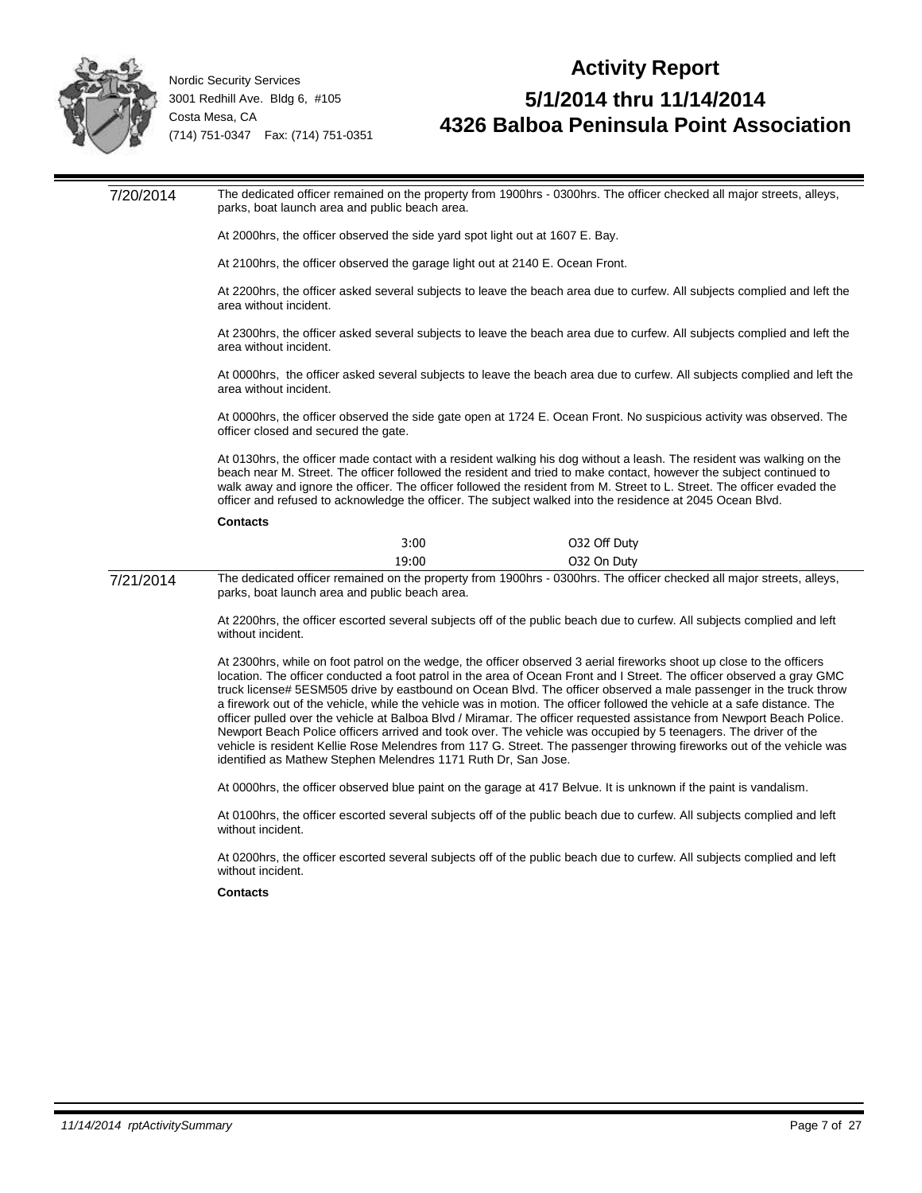# Activity Report

## 5/1/2014 thru 11/14/2014

## 4326 Balboa Peninsula Point Association

Nordic Security Services
3001 Redhill Ave. Bldg 6, #105
Costa Mesa, CA
(714) 751-0347 Fax: (714) 751-0351

---

**7/20/2014**

The dedicated officer remained on the property from 1900hrs - 0300hrs. The officer checked all major streets, alleys, parks, boat launch area and public beach area.

At 2000hrs, the officer observed the side yard spot light out at 1607 E. Bay.

At 2100hrs, the officer observed the garage light out at 2140 E. Ocean Front.

At 2200hrs, the officer asked several subjects to leave the beach area due to curfew. All subjects complied and left the area without incident.

At 2300hrs, the officer asked several subjects to leave the beach area due to curfew. All subjects complied and left the area without incident.

At 0000hrs, the officer asked several subjects to leave the beach area due to curfew. All subjects complied and left the area without incident.

At 0000hrs, the officer observed the side gate open at 1724 E. Ocean Front. No suspicious activity was observed. The officer closed and secured the gate.

At 0130hrs, the officer made contact with a resident walking his dog without a leash. The resident was walking on the beach near M. Street. The officer followed the resident and tried to make contact, however the subject continued to walk away and ignore the officer. The officer followed the resident from M. Street to L. Street. The officer evaded the officer and refused to acknowledge the officer. The subject walked into the residence at 2045 Ocean Blvd.

**Contacts**

| | |
|---|---|
| 3:00 | O32 Off Duty |
| 19:00 | O32 On Duty |

---

**7/21/2014**

The dedicated officer remained on the property from 1900hrs - 0300hrs. The officer checked all major streets, alleys, parks, boat launch area and public beach area.

At 2200hrs, the officer escorted several subjects off of the public beach due to curfew. All subjects complied and left without incident.

At 2300hrs, while on foot patrol on the wedge, the officer observed 3 aerial fireworks shoot up close to the officers location. The officer conducted a foot patrol in the area of Ocean Front and I Street. The officer observed a gray GMC truck license# 5ESM505 drive by eastbound on Ocean Blvd. The officer observed a male passenger in the truck throw a firework out of the vehicle, while the vehicle was in motion. The officer followed the vehicle at a safe distance. The officer pulled over the vehicle at Balboa Blvd / Miramar. The officer requested assistance from Newport Beach Police. Newport Beach Police officers arrived and took over. The vehicle was occupied by 5 teenagers. The driver of the vehicle is resident Kellie Rose Melendres from 117 G. Street. The passenger throwing fireworks out of the vehicle was identified as Mathew Stephen Melendres 1171 Ruth Dr, San Jose.

At 0000hrs, the officer observed blue paint on the garage at 417 Belvue. It is unknown if the paint is vandalism.

At 0100hrs, the officer escorted several subjects off of the public beach due to curfew. All subjects complied and left without incident.

At 0200hrs, the officer escorted several subjects off of the public beach due to curfew. All subjects complied and left without incident.

**Contacts**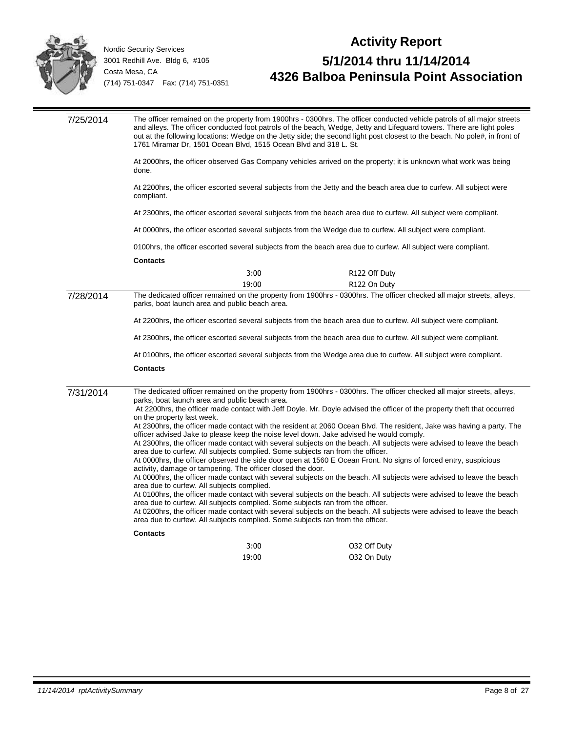Nordic Security Services
3001 Redhill Ave. Bldg 6, #105
Costa Mesa, CA
(714) 751-0347 Fax: (714) 751-0351

# Activity Report

## 5/1/2014 thru 11/14/2014
## 4326 Balboa Peninsula Point Association

**7/25/2014**

The officer remained on the property from 1900hrs - 0300hrs. The officer conducted vehicle patrols of all major streets and alleys. The officer conducted foot patrols of the beach, Wedge, Jetty and Lifeguard towers. There are light poles out at the following locations: Wedge on the Jetty side; the second light post closest to the beach. No pole#, in front of 1761 Miramar Dr, 1501 Ocean Blvd, 1515 Ocean Blvd and 318 L. St.

At 2000hrs, the officer observed Gas Company vehicles arrived on the property; it is unknown what work was being done.

At 2200hrs, the officer escorted several subjects from the Jetty and the beach area due to curfew. All subject were compliant.

At 2300hrs, the officer escorted several subjects from the beach area due to curfew. All subject were compliant.

At 0000hrs, the officer escorted several subjects from the Wedge due to curfew. All subject were compliant.

0100hrs, the officer escorted several subjects from the beach area due to curfew. All subject were compliant.

**Contacts**

| | |
|---|---|
| 3:00 | R122 Off Duty |
| 19:00 | R122 On Duty |

**7/28/2014**

The dedicated officer remained on the property from 1900hrs - 0300hrs. The officer checked all major streets, alleys, parks, boat launch area and public beach area.

At 2200hrs, the officer escorted several subjects from the beach area due to curfew. All subject were compliant.

At 2300hrs, the officer escorted several subjects from the beach area due to curfew. All subject were compliant.

At 0100hrs, the officer escorted several subjects from the Wedge area due to curfew. All subject were compliant.

**Contacts**

**7/31/2014**

The dedicated officer remained on the property from 1900hrs - 0300hrs. The officer checked all major streets, alleys, parks, boat launch area and public beach area.
At 2200hrs, the officer made contact with Jeff Doyle. Mr. Doyle advised the officer of the property theft that occurred on the property last week.
At 2300hrs, the officer made contact with the resident at 2060 Ocean Blvd. The resident, Jake was having a party. The officer advised Jake to please keep the noise level down. Jake advised he would comply.
At 2300hrs, the officer made contact with several subjects on the beach. All subjects were advised to leave the beach area due to curfew. All subjects complied. Some subjects ran from the officer.
At 0000hrs, the officer observed the side door open at 1560 E Ocean Front. No signs of forced entry, suspicious activity, damage or tampering. The officer closed the door.
At 0000hrs, the officer made contact with several subjects on the beach. All subjects were advised to leave the beach area due to curfew. All subjects complied.
At 0100hrs, the officer made contact with several subjects on the beach. All subjects were advised to leave the beach area due to curfew. All subjects complied. Some subjects ran from the officer.
At 0200hrs, the officer made contact with several subjects on the beach. All subjects were advised to leave the beach area due to curfew. All subjects complied. Some subjects ran from the officer.

**Contacts**

| | |
|---|---|
| 3:00 | O32 Off Duty |
| 19:00 | O32 On Duty |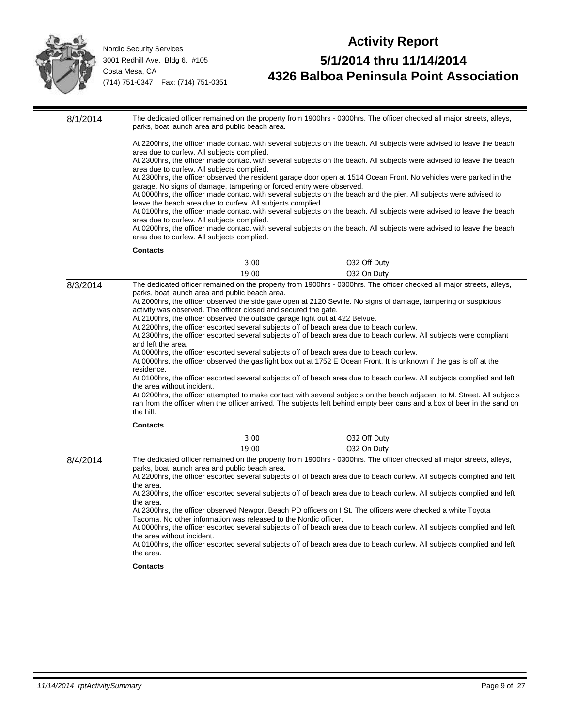Nordic Security Services
3001 Redhill Ave. Bldg 6, #105
Costa Mesa, CA
(714) 751-0347 Fax: (714) 751-0351

# Activity Report

## 5/1/2014 thru 11/14/2014

## 4326 Balboa Peninsula Point Association

**8/1/2014**

The dedicated officer remained on the property from 1900hrs - 0300hrs. The officer checked all major streets, alleys, parks, boat launch area and public beach area.

At 2200hrs, the officer made contact with several subjects on the beach. All subjects were advised to leave the beach area due to curfew. All subjects complied.
At 2300hrs, the officer made contact with several subjects on the beach. All subjects were advised to leave the beach area due to curfew. All subjects complied.
At 2300hrs, the officer observed the resident garage door open at 1514 Ocean Front. No vehicles were parked in the garage. No signs of damage, tampering or forced entry were observed.
At 0000hrs, the officer made contact with several subjects on the beach and the pier. All subjects were advised to leave the beach area due to curfew. All subjects complied.
At 0100hrs, the officer made contact with several subjects on the beach. All subjects were advised to leave the beach area due to curfew. All subjects complied.
At 0200hrs, the officer made contact with several subjects on the beach. All subjects were advised to leave the beach area due to curfew. All subjects complied.

**Contacts**

| | |
|---|---|
| 3:00 | O32 Off Duty |
| 19:00 | O32 On Duty |

**8/3/2014**

The dedicated officer remained on the property from 1900hrs - 0300hrs. The officer checked all major streets, alleys, parks, boat launch area and public beach area.
At 2000hrs, the officer observed the side gate open at 2120 Seville. No signs of damage, tampering or suspicious activity was observed. The officer closed and secured the gate.
At 2100hrs, the officer observed the outside garage light out at 422 Belvue.
At 2200hrs, the officer escorted several subjects off of beach area due to beach curfew.
At 2300hrs, the officer escorted several subjects off of beach area due to beach curfew. All subjects were compliant and left the area.
At 0000hrs, the officer escorted several subjects off of beach area due to beach curfew.
At 0000hrs, the officer observed the gas light box out at 1752 E Ocean Front. It is unknown if the gas is off at the residence.
At 0100hrs, the officer escorted several subjects off of beach area due to beach curfew. All subjects complied and left the area without incident.
At 0200hrs, the officer attempted to make contact with several subjects on the beach adjacent to M. Street. All subjects ran from the officer when the officer arrived. The subjects left behind empty beer cans and a box of beer in the sand on the hill.

**Contacts**

| | |
|---|---|
| 3:00 | O32 Off Duty |
| 19:00 | O32 On Duty |

**8/4/2014**

The dedicated officer remained on the property from 1900hrs - 0300hrs. The officer checked all major streets, alleys, parks, boat launch area and public beach area.
At 2200hrs, the officer escorted several subjects off of beach area due to beach curfew. All subjects complied and left the area.
At 2300hrs, the officer escorted several subjects off of beach area due to beach curfew. All subjects complied and left the area.
At 2300hrs, the officer observed Newport Beach PD officers on I St. The officers were checked a white Toyota Tacoma. No other information was released to the Nordic officer.
At 0000hrs, the officer escorted several subjects off of beach area due to beach curfew. All subjects complied and left the area without incident.
At 0100hrs, the officer escorted several subjects off of beach area due to beach curfew. All subjects complied and left the area.

**Contacts**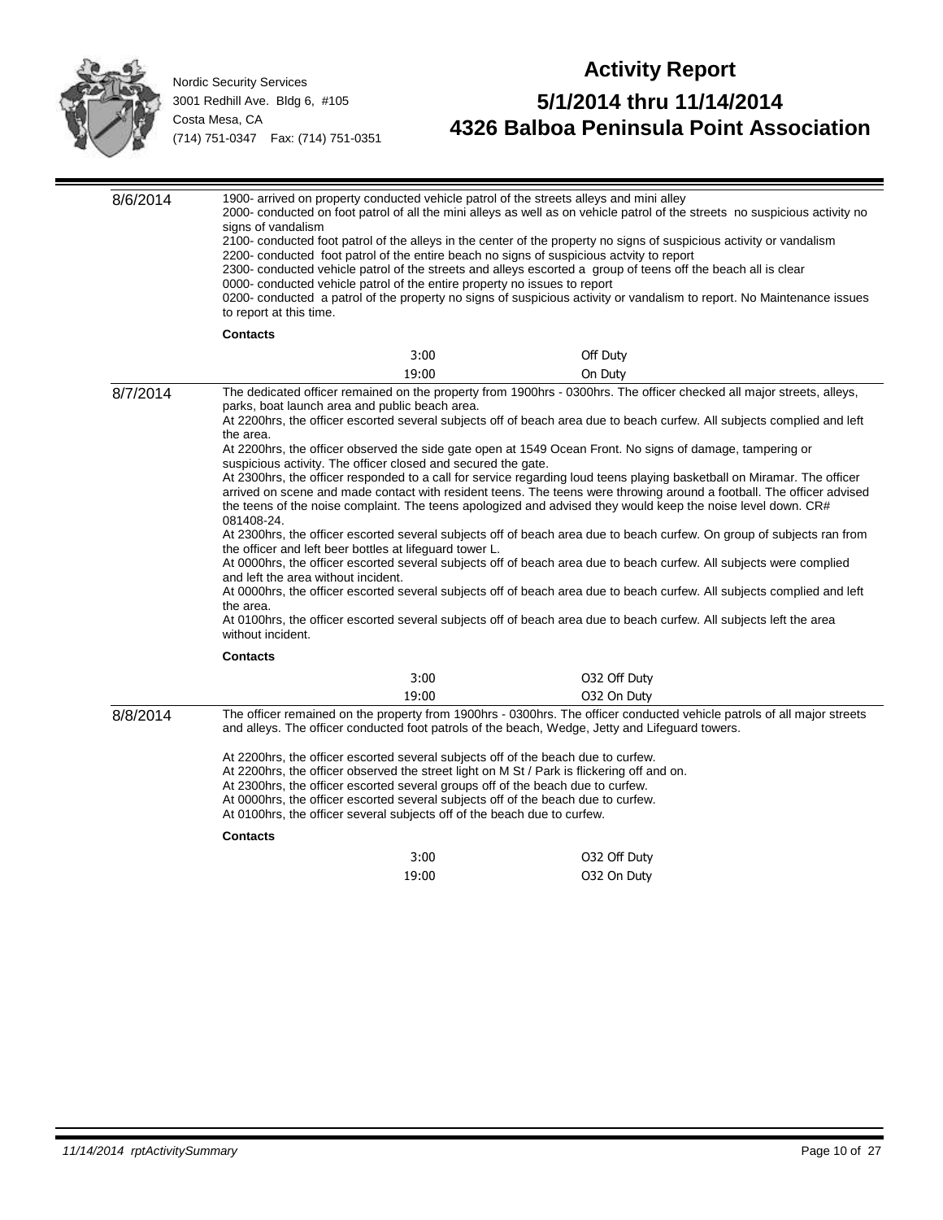Nordic Security Services
3001 Redhill Ave. Bldg 6, #105
Costa Mesa, CA
(714) 751-0347 Fax: (714) 751-0351

# Activity Report

## 5/1/2014 thru 11/14/2014
## 4326 Balboa Peninsula Point Association

**8/6/2014**

1900- arrived on property conducted vehicle patrol of the streets alleys and mini alley
2000- conducted on foot patrol of all the mini alleys as well as on vehicle patrol of the streets no suspicious activity no signs of vandalism
2100- conducted foot patrol of the alleys in the center of the property no signs of suspicious activity or vandalism
2200- conducted foot patrol of the entire beach no signs of suspicious actvity to report
2300- conducted vehicle patrol of the streets and alleys escorted a group of teens off the beach all is clear
0000- conducted vehicle patrol of the entire property no issues to report
0200- conducted a patrol of the property no signs of suspicious activity or vandalism to report. No Maintenance issues to report at this time.

**Contacts**

| | |
|---|---|
| 3:00 | Off Duty |
| 19:00 | On Duty |

**8/7/2014**

The dedicated officer remained on the property from 1900hrs - 0300hrs. The officer checked all major streets, alleys, parks, boat launch area and public beach area.
At 2200hrs, the officer escorted several subjects off of beach area due to beach curfew. All subjects complied and left the area.
At 2200hrs, the officer observed the side gate open at 1549 Ocean Front. No signs of damage, tampering or suspicious activity. The officer closed and secured the gate.
At 2300hrs, the officer responded to a call for service regarding loud teens playing basketball on Miramar. The officer arrived on scene and made contact with resident teens. The teens were throwing around a football. The officer advised the teens of the noise complaint. The teens apologized and advised they would keep the noise level down. CR# 081408-24.
At 2300hrs, the officer escorted several subjects off of beach area due to beach curfew. On group of subjects ran from the officer and left beer bottles at lifeguard tower L.
At 0000hrs, the officer escorted several subjects off of beach area due to beach curfew. All subjects were complied and left the area without incident.
At 0000hrs, the officer escorted several subjects off of beach area due to beach curfew. All subjects complied and left the area.
At 0100hrs, the officer escorted several subjects off of beach area due to beach curfew. All subjects left the area without incident.

**Contacts**

| | |
|---|---|
| 3:00 | O32 Off Duty |
| 19:00 | O32 On Duty |

**8/8/2014**

The officer remained on the property from 1900hrs - 0300hrs. The officer conducted vehicle patrols of all major streets and alleys. The officer conducted foot patrols of the beach, Wedge, Jetty and Lifeguard towers.

At 2200hrs, the officer escorted several subjects off of the beach due to curfew.
At 2200hrs, the officer observed the street light on M St / Park is flickering off and on.
At 2300hrs, the officer escorted several groups off of the beach due to curfew.
At 0000hrs, the officer escorted several subjects off of the beach due to curfew.
At 0100hrs, the officer several subjects off of the beach due to curfew.

**Contacts**

| | |
|---|---|
| 3:00 | O32 Off Duty |
| 19:00 | O32 On Duty |

*11/14/2014 rptActivitySummary*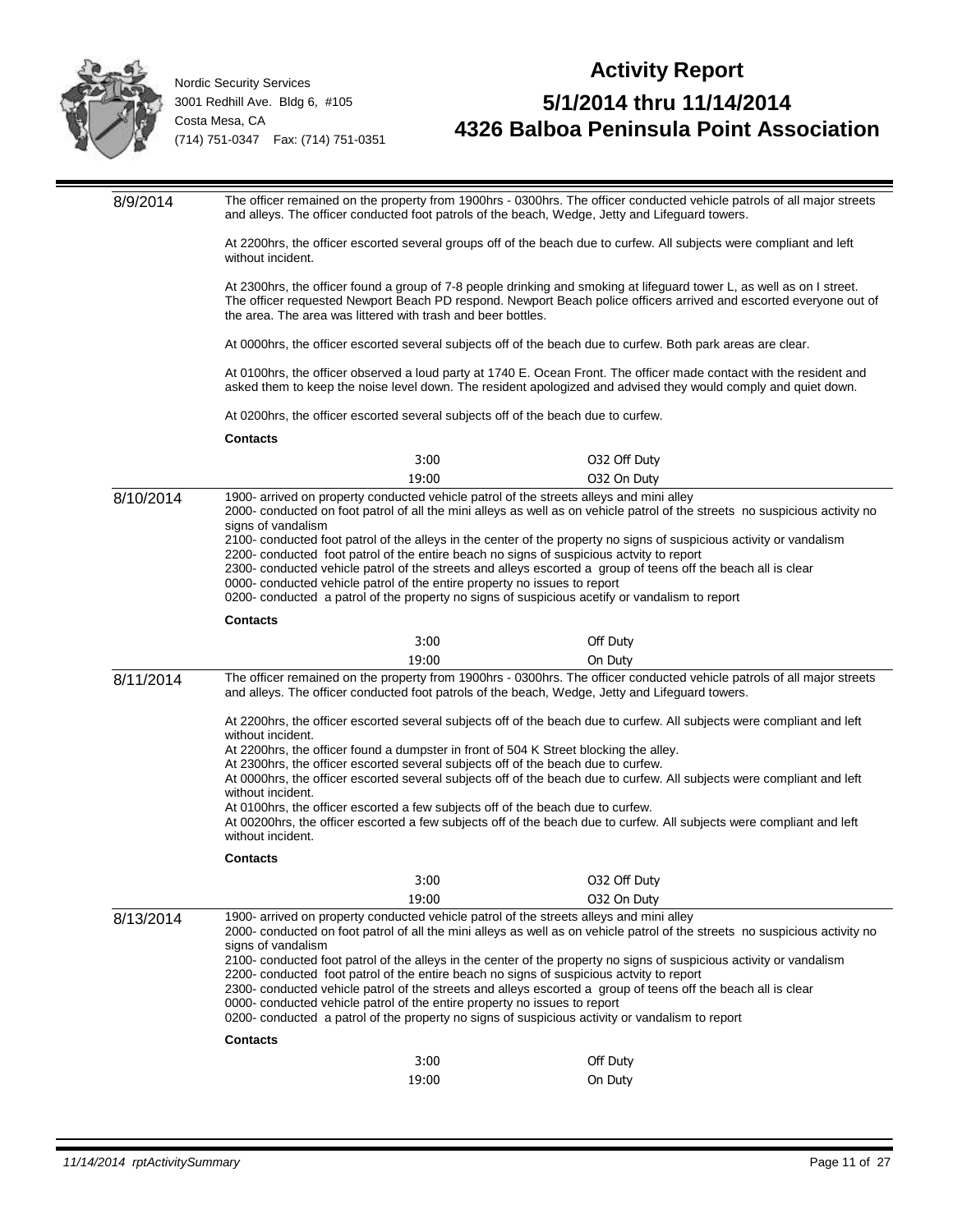Nordic Security Services
3001 Redhill Ave. Bldg 6, #105
Costa Mesa, CA
(714) 751-0347 Fax: (714) 751-0351

# Activity Report
## 5/1/2014 thru 11/14/2014
## 4326 Balboa Peninsula Point Association

**8/9/2014**

The officer remained on the property from 1900hrs - 0300hrs. The officer conducted vehicle patrols of all major streets and alleys. The officer conducted foot patrols of the beach, Wedge, Jetty and Lifeguard towers.

At 2200hrs, the officer escorted several groups off of the beach due to curfew. All subjects were compliant and left without incident.

At 2300hrs, the officer found a group of 7-8 people drinking and smoking at lifeguard tower L, as well as on I street. The officer requested Newport Beach PD respond. Newport Beach police officers arrived and escorted everyone out of the area. The area was littered with trash and beer bottles.

At 0000hrs, the officer escorted several subjects off of the beach due to curfew. Both park areas are clear.

At 0100hrs, the officer observed a loud party at 1740 E. Ocean Front. The officer made contact with the resident and asked them to keep the noise level down. The resident apologized and advised they would comply and quiet down.

At 0200hrs, the officer escorted several subjects off of the beach due to curfew.

**Contacts**

| | |
|---|---|
| 3:00 | O32 Off Duty |
| 19:00 | O32 On Duty |

**8/10/2014**

1900- arrived on property conducted vehicle patrol of the streets alleys and mini alley
2000- conducted on foot patrol of all the mini alleys as well as on vehicle patrol of the streets no suspicious activity no signs of vandalism
2100- conducted foot patrol of the alleys in the center of the property no signs of suspicious activity or vandalism
2200- conducted foot patrol of the entire beach no signs of suspicious actvity to report
2300- conducted vehicle patrol of the streets and alleys escorted a group of teens off the beach all is clear
0000- conducted vehicle patrol of the entire property no issues to report
0200- conducted a patrol of the property no signs of suspicious acetify or vandalism to report

**Contacts**

| | |
|---|---|
| 3:00 | Off Duty |
| 19:00 | On Duty |

**8/11/2014**

The officer remained on the property from 1900hrs - 0300hrs. The officer conducted vehicle patrols of all major streets and alleys. The officer conducted foot patrols of the beach, Wedge, Jetty and Lifeguard towers.

At 2200hrs, the officer escorted several subjects off of the beach due to curfew. All subjects were compliant and left without incident.
At 2200hrs, the officer found a dumpster in front of 504 K Street blocking the alley.
At 2300hrs, the officer escorted several subjects off of the beach due to curfew.
At 0000hrs, the officer escorted several subjects off of the beach due to curfew. All subjects were compliant and left without incident.
At 0100hrs, the officer escorted a few subjects off of the beach due to curfew.
At 00200hrs, the officer escorted a few subjects off of the beach due to curfew. All subjects were compliant and left without incident.

**Contacts**

| | |
|---|---|
| 3:00 | O32 Off Duty |
| 19:00 | O32 On Duty |

**8/13/2014**

1900- arrived on property conducted vehicle patrol of the streets alleys and mini alley
2000- conducted on foot patrol of all the mini alleys as well as on vehicle patrol of the streets no suspicious activity no signs of vandalism
2100- conducted foot patrol of the alleys in the center of the property no signs of suspicious activity or vandalism
2200- conducted foot patrol of the entire beach no signs of suspicious actvity to report
2300- conducted vehicle patrol of the streets and alleys escorted a group of teens off the beach all is clear
0000- conducted vehicle patrol of the entire property no issues to report
0200- conducted a patrol of the property no signs of suspicious activity or vandalism to report

**Contacts**

| | |
|---|---|
| 3:00 | Off Duty |
| 19:00 | On Duty |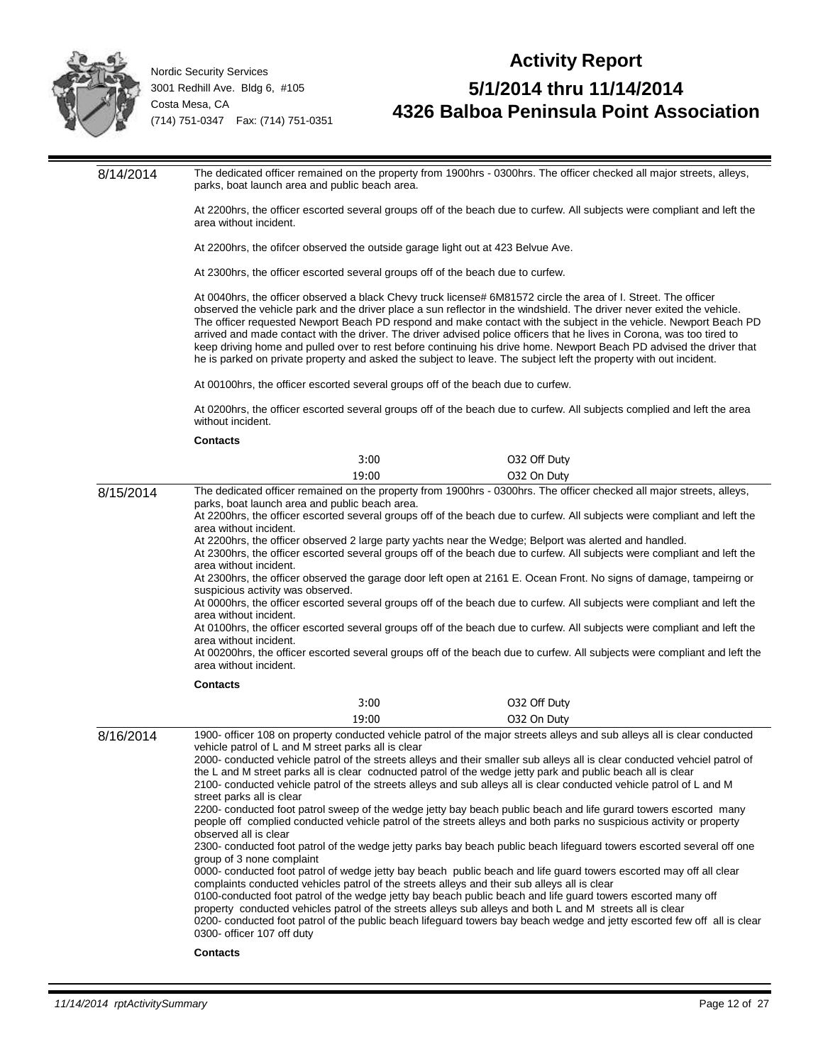Nordic Security Services
3001 Redhill Ave. Bldg 6, #105
Costa Mesa, CA
(714) 751-0347 Fax: (714) 751-0351

# Activity Report
## 5/1/2014 thru 11/14/2014
## 4326 Balboa Peninsula Point Association

**8/14/2014**

The dedicated officer remained on the property from 1900hrs - 0300hrs. The officer checked all major streets, alleys, parks, boat launch area and public beach area.

At 2200hrs, the officer escorted several groups off of the beach due to curfew. All subjects were compliant and left the area without incident.

At 2200hrs, the ofifcer observed the outside garage light out at 423 Belvue Ave.

At 2300hrs, the officer escorted several groups off of the beach due to curfew.

At 0040hrs, the officer observed a black Chevy truck license# 6M81572 circle the area of I. Street. The officer observed the vehicle park and the driver place a sun reflector in the windshield. The driver never exited the vehicle. The officer requested Newport Beach PD respond and make contact with the subject in the vehicle. Newport Beach PD arrived and made contact with the driver. The driver advised police officers that he lives in Corona, was too tired to keep driving home and pulled over to rest before continuing his drive home. Newport Beach PD advised the driver that he is parked on private property and asked the subject to leave. The subject left the property with out incident.

At 00100hrs, the officer escorted several groups off of the beach due to curfew.

At 0200hrs, the officer escorted several groups off of the beach due to curfew. All subjects complied and left the area without incident.

**Contacts**

| | |
|---|---|
| 3:00 | O32 Off Duty |
| 19:00 | O32 On Duty |

**8/15/2014**

The dedicated officer remained on the property from 1900hrs - 0300hrs. The officer checked all major streets, alleys, parks, boat launch area and public beach area.
At 2200hrs, the officer escorted several groups off of the beach due to curfew. All subjects were compliant and left the area without incident.
At 2200hrs, the officer observed 2 large party yachts near the Wedge; Belport was alerted and handled.
At 2300hrs, the officer escorted several groups off of the beach due to curfew. All subjects were compliant and left the area without incident.
At 2300hrs, the officer observed the garage door left open at 2161 E. Ocean Front. No signs of damage, tampeirng or suspicious activity was observed.
At 0000hrs, the officer escorted several groups off of the beach due to curfew. All subjects were compliant and left the area without incident.
At 0100hrs, the officer escorted several groups off of the beach due to curfew. All subjects were compliant and left the area without incident.
At 00200hrs, the officer escorted several groups off of the beach due to curfew. All subjects were compliant and left the area without incident.

**Contacts**

| | |
|---|---|
| 3:00 | O32 Off Duty |
| 19:00 | O32 On Duty |

**8/16/2014**

1900- officer 108 on property conducted vehicle patrol of the major streets alleys and sub alleys all is clear conducted vehicle patrol of L and M street parks all is clear
2000- conducted vehicle patrol of the streets alleys and their smaller sub alleys all is clear conducted vehciel patrol of the L and M street parks all is clear codnucted patrol of the wedge jetty park and public beach all is clear
2100- conducted vehicle patrol of the streets alleys and sub alleys all is clear conducted vehicle patrol of L and M street parks all is clear
2200- conducted foot patrol sweep of the wedge jetty bay beach public beach and life gurard towers escorted many people off complied conducted vehicle patrol of the streets alleys and both parks no suspicious activity or property observed all is clear
2300- conducted foot patrol of the wedge jetty parks bay beach public beach lifeguard towers escorted several off one group of 3 none complaint
0000- conducted foot patrol of wedge jetty bay beach public beach and life guard towers escorted may off all clear complaints conducted vehicles patrol of the streets alleys and their sub alleys all is clear
0100-conducted foot patrol of the wedge jetty bay beach public beach and life guard towers escorted many off property conducted vehicles patrol of the streets alleys sub alleys and both L and M streets all is clear
0200- conducted foot patrol of the public beach lifeguard towers bay beach wedge and jetty escorted few off all is clear
0300- officer 107 off duty

**Contacts**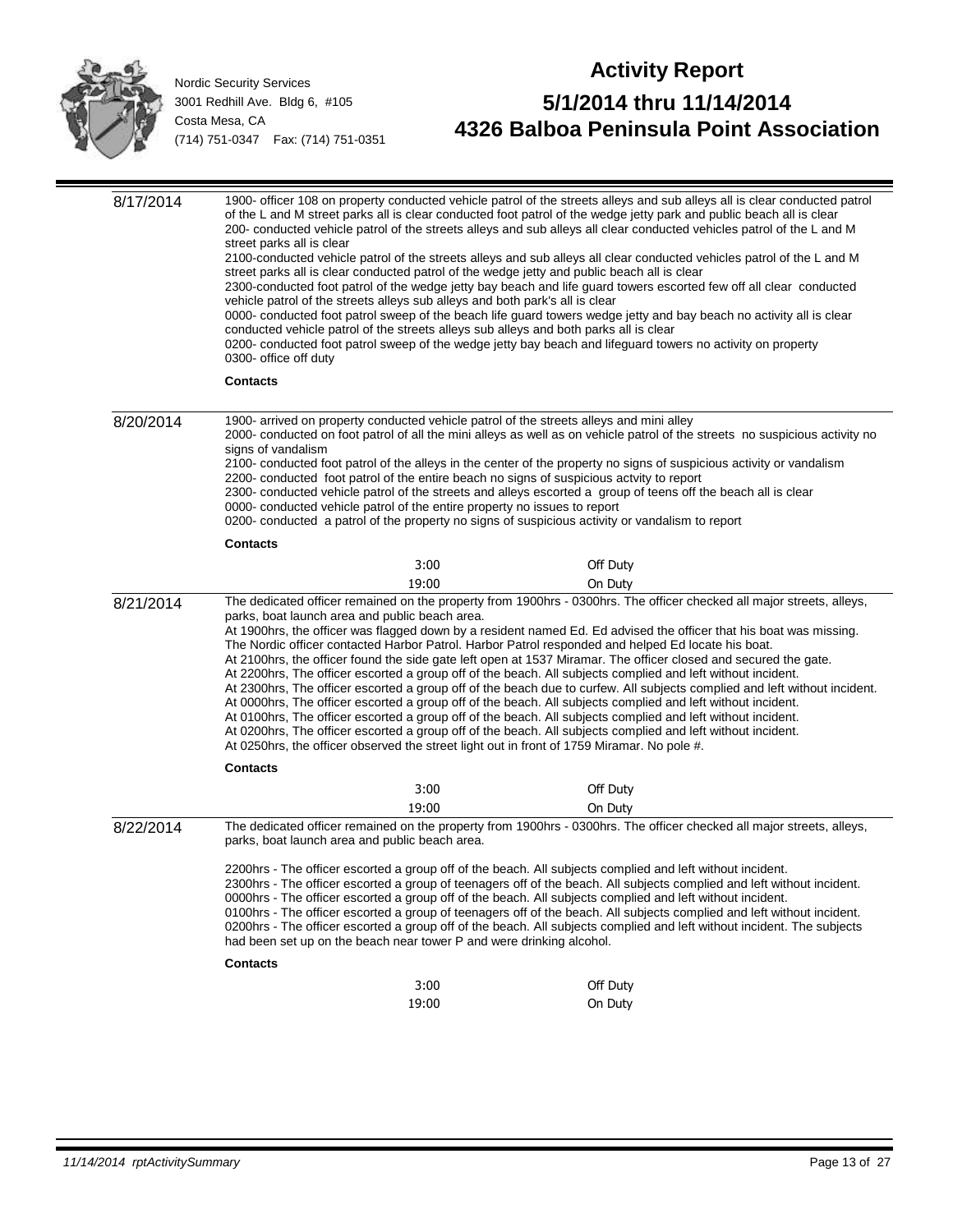Nordic Security Services
3001 Redhill Ave. Bldg 6, #105
Costa Mesa, CA
(714) 751-0347 Fax: (714) 751-0351

# Activity Report

## 5/1/2014 thru 11/14/2014
## 4326 Balboa Peninsula Point Association

---

**8/17/2014**

1900- officer 108 on property conducted vehicle patrol of the streets alleys and sub alleys all is clear conducted patrol of the L and M street parks all is clear conducted foot patrol of the wedge jetty park and public beach all is clear
200- conducted vehicle patrol of the streets alleys and sub alleys all clear conducted vehicles patrol of the L and M street parks all is clear
2100-conducted vehicle patrol of the streets alleys and sub alleys all clear conducted vehicles patrol of the L and M street parks all is clear conducted patrol of the wedge jetty and public beach all is clear
2300-conducted foot patrol of the wedge jetty bay beach and life guard towers escorted few off all clear conducted vehicle patrol of the streets alleys sub alleys and both park's all is clear
0000- conducted foot patrol sweep of the beach life guard towers wedge jetty and bay beach no activity all is clear conducted vehicle patrol of the streets alleys sub alleys and both parks all is clear
0200- conducted foot patrol sweep of the wedge jetty bay beach and lifeguard towers no activity on property
0300- office off duty

**Contacts**

---

**8/20/2014**

1900- arrived on property conducted vehicle patrol of the streets alleys and mini alley
2000- conducted on foot patrol of all the mini alleys as well as on vehicle patrol of the streets no suspicious activity no signs of vandalism
2100- conducted foot patrol of the alleys in the center of the property no signs of suspicious activity or vandalism
2200- conducted foot patrol of the entire beach no signs of suspicious actvity to report
2300- conducted vehicle patrol of the streets and alleys escorted a group of teens off the beach all is clear
0000- conducted vehicle patrol of the entire property no issues to report
0200- conducted a patrol of the property no signs of suspicious activity or vandalism to report

**Contacts**

| | |
|---|---|
| 3:00 | Off Duty |
| 19:00 | On Duty |

---

**8/21/2014**

The dedicated officer remained on the property from 1900hrs - 0300hrs. The officer checked all major streets, alleys, parks, boat launch area and public beach area.
At 1900hrs, the officer was flagged down by a resident named Ed. Ed advised the officer that his boat was missing. The Nordic officer contacted Harbor Patrol. Harbor Patrol responded and helped Ed locate his boat.
At 2100hrs, the officer found the side gate left open at 1537 Miramar. The officer closed and secured the gate.
At 2200hrs, The officer escorted a group off of the beach. All subjects complied and left without incident.
At 2300hrs, The officer escorted a group off of the beach due to curfew. All subjects complied and left without incident.
At 0000hrs, The officer escorted a group off of the beach. All subjects complied and left without incident.
At 0100hrs, The officer escorted a group off of the beach. All subjects complied and left without incident.
At 0200hrs, The officer escorted a group off of the beach. All subjects complied and left without incident.
At 0250hrs, the officer observed the street light out in front of 1759 Miramar. No pole #.

**Contacts**

| | |
|---|---|
| 3:00 | Off Duty |
| 19:00 | On Duty |

---

**8/22/2014**

The dedicated officer remained on the property from 1900hrs - 0300hrs. The officer checked all major streets, alleys, parks, boat launch area and public beach area.

2200hrs - The officer escorted a group off of the beach. All subjects complied and left without incident.
2300hrs - The officer escorted a group of teenagers off of the beach. All subjects complied and left without incident.
0000hrs - The officer escorted a group off of the beach. All subjects complied and left without incident.
0100hrs - The officer escorted a group of teenagers off of the beach. All subjects complied and left without incident.
0200hrs - The officer escorted a group off of the beach. All subjects complied and left without incident. The subjects had been set up on the beach near tower P and were drinking alcohol.

**Contacts**

| | |
|---|---|
| 3:00 | Off Duty |
| 19:00 | On Duty |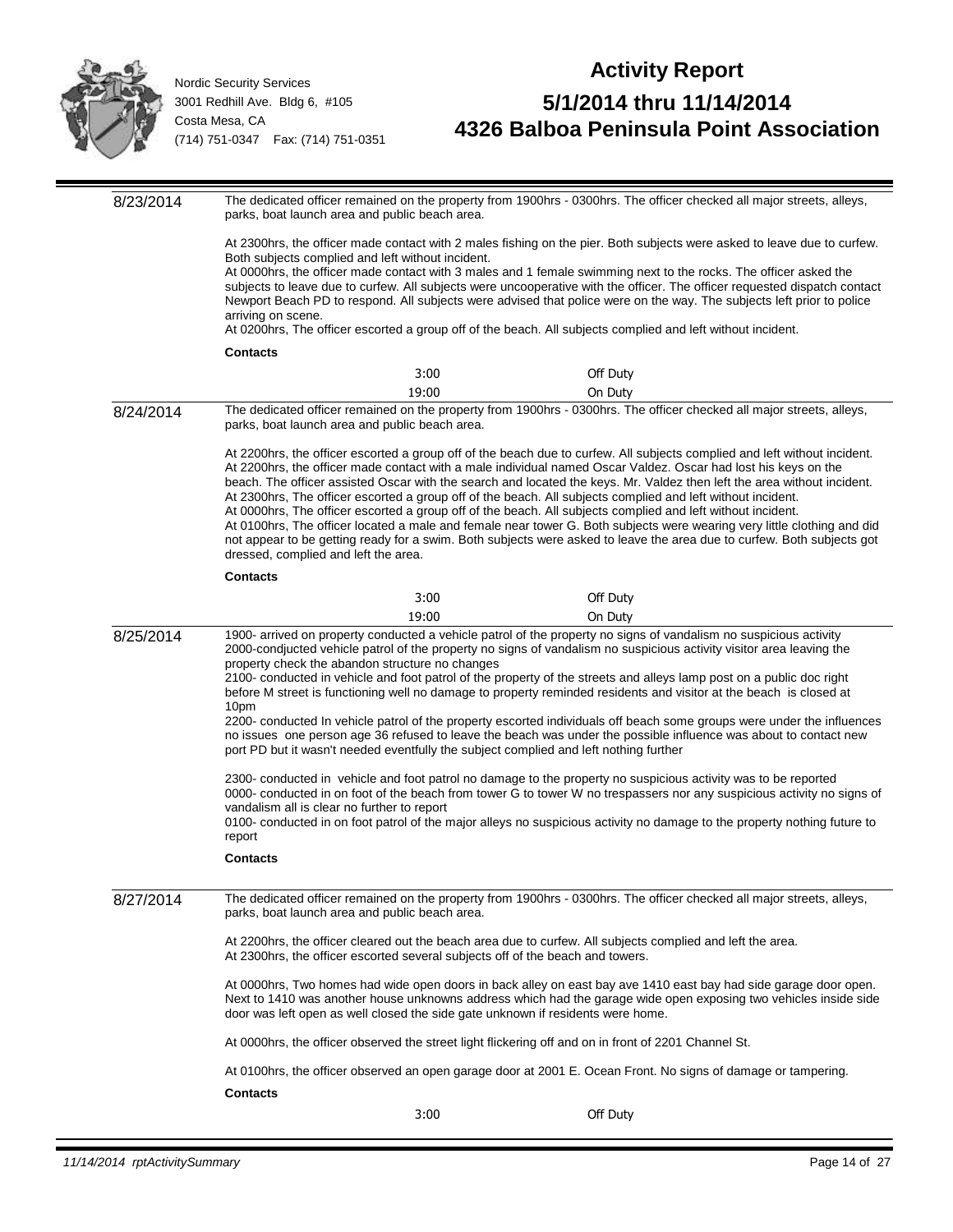Nordic Security Services
3001 Redhill Ave. Bldg 6, #105
Costa Mesa, CA
(714) 751-0347 Fax: (714) 751-0351

# Activity Report

## 5/1/2014 thru 11/14/2014
## 4326 Balboa Peninsula Point Association

---

**8/23/2014**

The dedicated officer remained on the property from 1900hrs - 0300hrs. The officer checked all major streets, alleys, parks, boat launch area and public beach area.

At 2300hrs, the officer made contact with 2 males fishing on the pier. Both subjects were asked to leave due to curfew. Both subjects complied and left without incident.
At 0000hrs, the officer made contact with 3 males and 1 female swimming next to the rocks. The officer asked the subjects to leave due to curfew. All subjects were uncooperative with the officer. The officer requested dispatch contact Newport Beach PD to respond. All subjects were advised that police were on the way. The subjects left prior to police arriving on scene.
At 0200hrs, The officer escorted a group off of the beach. All subjects complied and left without incident.

**Contacts**

| | |
|---|---|
| 3:00 | Off Duty |
| 19:00 | On Duty |

---

**8/24/2014**

The dedicated officer remained on the property from 1900hrs - 0300hrs. The officer checked all major streets, alleys, parks, boat launch area and public beach area.

At 2200hrs, the officer escorted a group off of the beach due to curfew. All subjects complied and left without incident.
At 2200hrs, the officer made contact with a male individual named Oscar Valdez. Oscar had lost his keys on the beach. The officer assisted Oscar with the search and located the keys. Mr. Valdez then left the area without incident.
At 2300hrs, The officer escorted a group off of the beach. All subjects complied and left without incident.
At 0000hrs, The officer escorted a group off of the beach. All subjects complied and left without incident.
At 0100hrs, The officer located a male and female near tower G. Both subjects were wearing very little clothing and did not appear to be getting ready for a swim. Both subjects were asked to leave the area due to curfew. Both subjects got dressed, complied and left the area.

**Contacts**

| | |
|---|---|
| 3:00 | Off Duty |
| 19:00 | On Duty |

---

**8/25/2014**

1900- arrived on property conducted a vehicle patrol of the property no signs of vandalism no suspicious activity
2000-condjucted vehicle patrol of the property no signs of vandalism no suspicious activity visitor area leaving the property check the abandon structure no changes
2100- conducted in vehicle and foot patrol of the property of the streets and alleys lamp post on a public doc right before M street is functioning well no damage to property reminded residents and visitor at the beach is closed at 10pm
2200- conducted In vehicle patrol of the property escorted individuals off beach some groups were under the influences no issues one person age 36 refused to leave the beach was under the possible influence was about to contact new port PD but it wasn't needed eventfully the subject complied and left nothing further

2300- conducted in vehicle and foot patrol no damage to the property no suspicious activity was to be reported
0000- conducted in on foot of the beach from tower G to tower W no trespassers nor any suspicious activity no signs of vandalism all is clear no further to report
0100- conducted in on foot patrol of the major alleys no suspicious activity no damage to the property nothing future to report

**Contacts**

---

**8/27/2014**

The dedicated officer remained on the property from 1900hrs - 0300hrs. The officer checked all major streets, alleys, parks, boat launch area and public beach area.

At 2200hrs, the officer cleared out the beach area due to curfew. All subjects complied and left the area.
At 2300hrs, the officer escorted several subjects off of the beach and towers.

At 0000hrs, Two homes had wide open doors in back alley on east bay ave 1410 east bay had side garage door open. Next to 1410 was another house unknowns address which had the garage wide open exposing two vehicles inside side door was left open as well closed the side gate unknown if residents were home.

At 0000hrs, the officer observed the street light flickering off and on in front of 2201 Channel St.

At 0100hrs, the officer observed an open garage door at 2001 E. Ocean Front. No signs of damage or tampering.

**Contacts**

| | |
|---|---|
| 3:00 | Off Duty |

11/14/2014 rptActivitySummary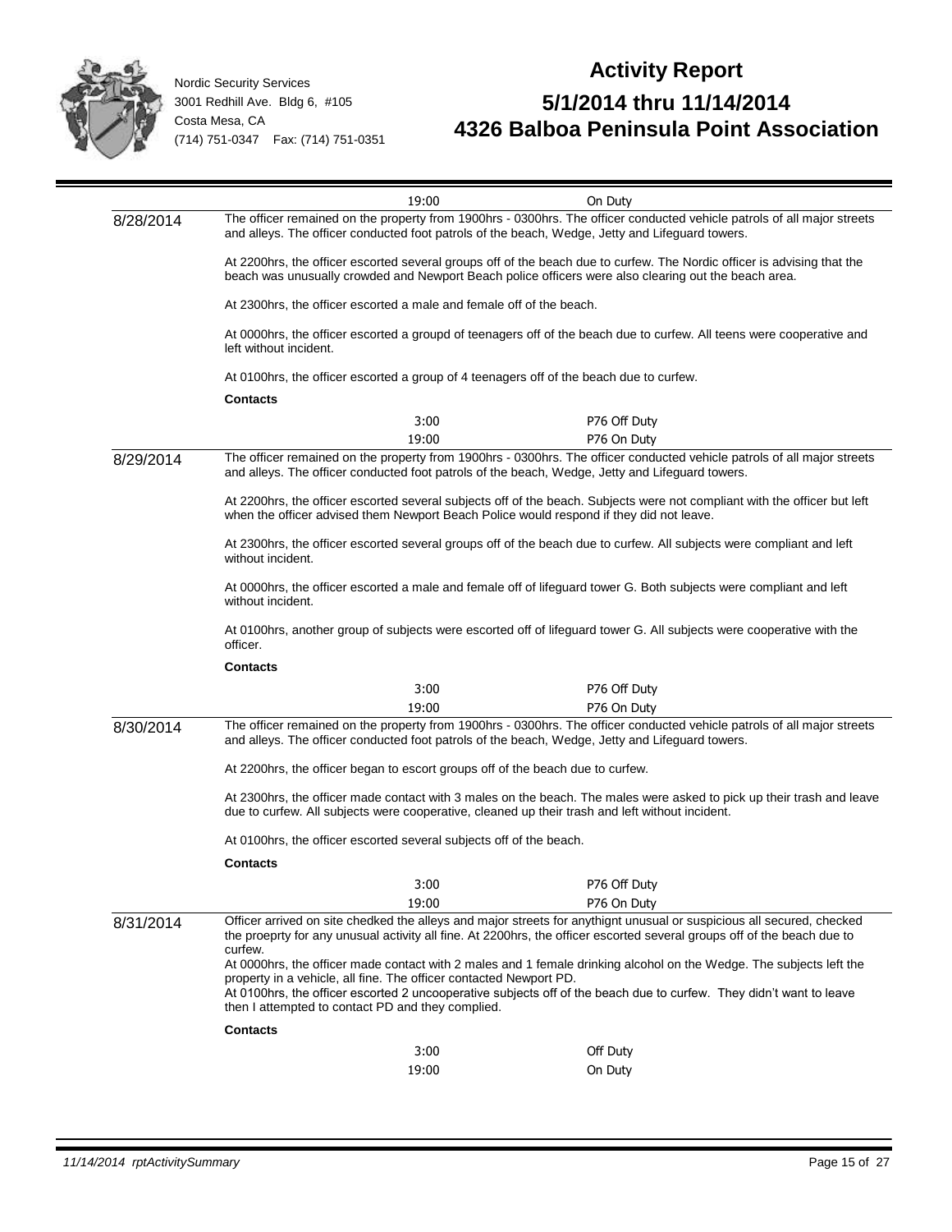Nordic Security Services
3001 Redhill Ave. Bldg 6, #105
Costa Mesa, CA
(714) 751-0347 Fax: (714) 751-0351

# Activity Report

## 5/1/2014 thru 11/14/2014
## 4326 Balboa Peninsula Point Association

19:00 On Duty

**8/28/2014**

The officer remained on the property from 1900hrs - 0300hrs. The officer conducted vehicle patrols of all major streets and alleys. The officer conducted foot patrols of the beach, Wedge, Jetty and Lifeguard towers.

At 2200hrs, the officer escorted several groups off of the beach due to curfew. The Nordic officer is advising that the beach was unusually crowded and Newport Beach police officers were also clearing out the beach area.

At 2300hrs, the officer escorted a male and female off of the beach.

At 0000hrs, the officer escorted a groupd of teenagers off of the beach due to curfew. All teens were cooperative and left without incident.

At 0100hrs, the officer escorted a group of 4 teenagers off of the beach due to curfew.

**Contacts**

3:00 P76 Off Duty
19:00 P76 On Duty

**8/29/2014**

The officer remained on the property from 1900hrs - 0300hrs. The officer conducted vehicle patrols of all major streets and alleys. The officer conducted foot patrols of the beach, Wedge, Jetty and Lifeguard towers.

At 2200hrs, the officer escorted several subjects off of the beach. Subjects were not compliant with the officer but left when the officer advised them Newport Beach Police would respond if they did not leave.

At 2300hrs, the officer escorted several groups off of the beach due to curfew. All subjects were compliant and left without incident.

At 0000hrs, the officer escorted a male and female off of lifeguard tower G. Both subjects were compliant and left without incident.

At 0100hrs, another group of subjects were escorted off of lifeguard tower G. All subjects were cooperative with the officer.

**Contacts**

3:00 P76 Off Duty
19:00 P76 On Duty

**8/30/2014**

The officer remained on the property from 1900hrs - 0300hrs. The officer conducted vehicle patrols of all major streets and alleys. The officer conducted foot patrols of the beach, Wedge, Jetty and Lifeguard towers.

At 2200hrs, the officer began to escort groups off of the beach due to curfew.

At 2300hrs, the officer made contact with 3 males on the beach. The males were asked to pick up their trash and leave due to curfew. All subjects were cooperative, cleaned up their trash and left without incident.

At 0100hrs, the officer escorted several subjects off of the beach.

**Contacts**

3:00 P76 Off Duty
19:00 P76 On Duty

**8/31/2014**

Officer arrived on site chedked the alleys and major streets for anythignt unusual or suspicious all secured, checked the proeprty for any unusual activity all fine. At 2200hrs, the officer escorted several groups off of the beach due to curfew.
At 0000hrs, the officer made contact with 2 males and 1 female drinking alcohol on the Wedge. The subjects left the property in a vehicle, all fine. The officer contacted Newport PD.
At 0100hrs, the officer escorted 2 uncooperative subjects off of the beach due to curfew. They didn't want to leave then I attempted to contact PD and they complied.

**Contacts**

3:00 Off Duty
19:00 On Duty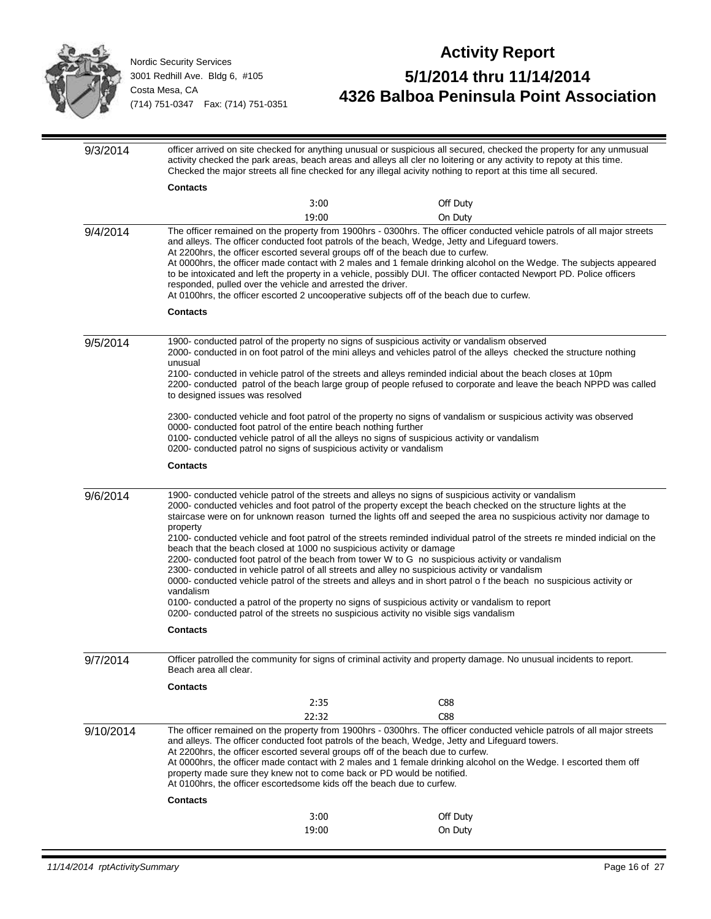Nordic Security Services
3001 Redhill Ave. Bldg 6, #105
Costa Mesa, CA
(714) 751-0347 Fax: (714) 751-0351

# Activity Report

## 5/1/2014 thru 11/14/2014

## 4326 Balboa Peninsula Point Association

**9/3/2014**

officer arrived on site checked for anything unusual or suspicious all secured, checked the property for any unmusual activity checked the park areas, beach areas and alleys all cler no loitering or any activity to repoty at this time. Checked the major streets all fine checked for any illegal acivity nothing to report at this time all secured.

**Contacts**

| | |
|---|---|
| 3:00 | Off Duty |
| 19:00 | On Duty |

**9/4/2014**

The officer remained on the property from 1900hrs - 0300hrs. The officer conducted vehicle patrols of all major streets and alleys. The officer conducted foot patrols of the beach, Wedge, Jetty and Lifeguard towers.
At 2200hrs, the officer escorted several groups off of the beach due to curfew.
At 0000hrs, the officer made contact with 2 males and 1 female drinking alcohol on the Wedge. The subjects appeared to be intoxicated and left the property in a vehicle, possibly DUI. The officer contacted Newport PD. Police officers responded, pulled over the vehicle and arrested the driver.
At 0100hrs, the officer escorted 2 uncooperative subjects off of the beach due to curfew.

**Contacts**

**9/5/2014**

1900- conducted patrol of the property no signs of suspicious activity or vandalism observed
2000- conducted in on foot patrol of the mini alleys and vehicles patrol of the alleys checked the structure nothing unusual
2100- conducted in vehicle patrol of the streets and alleys reminded indicial about the beach closes at 10pm
2200- conducted patrol of the beach large group of people refused to corporate and leave the beach NPPD was called to designed issues was resolved

2300- conducted vehicle and foot patrol of the property no signs of vandalism or suspicious activity was observed
0000- conducted foot patrol of the entire beach nothing further
0100- conducted vehicle patrol of all the alleys no signs of suspicious activity or vandalism
0200- conducted patrol no signs of suspicious activity or vandalism

**Contacts**

**9/6/2014**

1900- conducted vehicle patrol of the streets and alleys no signs of suspicious activity or vandalism
2000- conducted vehicles and foot patrol of the property except the beach checked on the structure lights at the staircase were on for unknown reason turned the lights off and seeped the area no suspicious activity nor damage to property
2100- conducted vehicle and foot patrol of the streets reminded individual patrol of the streets re minded indicial on the beach that the beach closed at 1000 no suspicious activity or damage
2200- conducted foot patrol of the beach from tower W to G no suspicious activity or vandalism
2300- conducted in vehicle patrol of all streets and alley no suspicious activity or vandalism
0000- conducted vehicle patrol of the streets and alleys and in short patrol o f the beach no suspicious activity or vandalism
0100- conducted a patrol of the property no signs of suspicious activity or vandalism to report
0200- conducted patrol of the streets no suspicious activity no visible sigs vandalism

**Contacts**

**9/7/2014**

Officer patrolled the community for signs of criminal activity and property damage. No unusual incidents to report. Beach area all clear.

**Contacts**

| | |
|---|---|
| 2:35 | C88 |
| 22:32 | C88 |

**9/10/2014**

The officer remained on the property from 1900hrs - 0300hrs. The officer conducted vehicle patrols of all major streets and alleys. The officer conducted foot patrols of the beach, Wedge, Jetty and Lifeguard towers.
At 2200hrs, the officer escorted several groups off of the beach due to curfew.
At 0000hrs, the officer made contact with 2 males and 1 female drinking alcohol on the Wedge. I escorted them off property made sure they knew not to come back or PD would be notified.
At 0100hrs, the officer escortedsome kids off the beach due to curfew.

**Contacts**

| | |
|---|---|
| 3:00 | Off Duty |
| 19:00 | On Duty |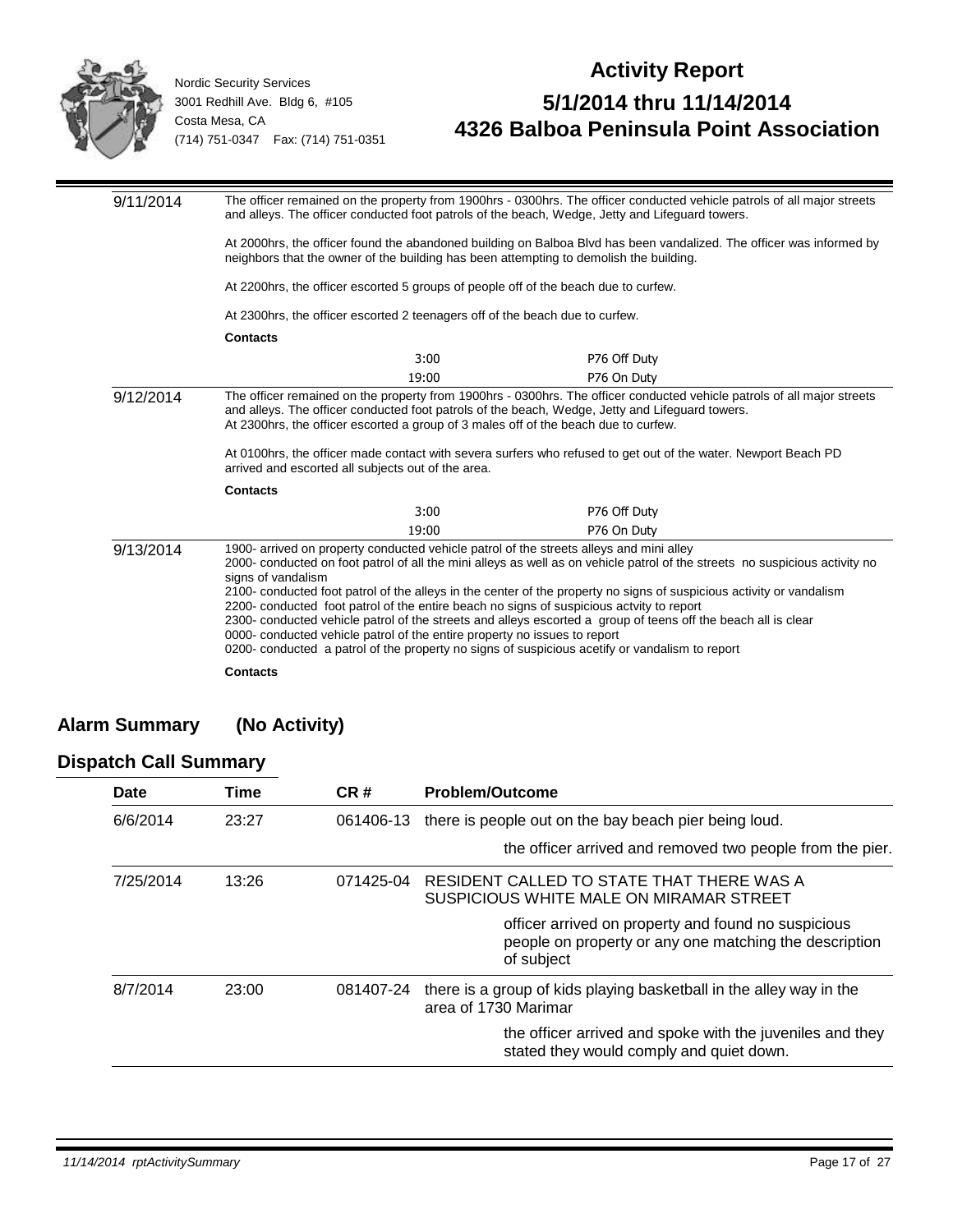Nordic Security Services
3001 Redhill Ave. Bldg 6, #105
Costa Mesa, CA
(714) 751-0347 Fax: (714) 751-0351

# Activity Report

## 5/1/2014 thru 11/14/2014
## 4326 Balboa Peninsula Point Association

**9/11/2014**

The officer remained on the property from 1900hrs - 0300hrs. The officer conducted vehicle patrols of all major streets and alleys. The officer conducted foot patrols of the beach, Wedge, Jetty and Lifeguard towers.

At 2000hrs, the officer found the abandoned building on Balboa Blvd has been vandalized. The officer was informed by neighbors that the owner of the building has been attempting to demolish the building.

At 2200hrs, the officer escorted 5 groups of people off of the beach due to curfew.

At 2300hrs, the officer escorted 2 teenagers off of the beach due to curfew.

**Contacts**

| | |
|---|---|
| 3:00 | P76 Off Duty |
| 19:00 | P76 On Duty |

**9/12/2014**

The officer remained on the property from 1900hrs - 0300hrs. The officer conducted vehicle patrols of all major streets and alleys. The officer conducted foot patrols of the beach, Wedge, Jetty and Lifeguard towers.
At 2300hrs, the officer escorted a group of 3 males off of the beach due to curfew.

At 0100hrs, the officer made contact with severa surfers who refused to get out of the water. Newport Beach PD arrived and escorted all subjects out of the area.

**Contacts**

| | |
|---|---|
| 3:00 | P76 Off Duty |
| 19:00 | P76 On Duty |

**9/13/2014**

1900- arrived on property conducted vehicle patrol of the streets alleys and mini alley
2000- conducted on foot patrol of all the mini alleys as well as on vehicle patrol of the streets no suspicious activity no signs of vandalism
2100- conducted foot patrol of the alleys in the center of the property no signs of suspicious activity or vandalism
2200- conducted foot patrol of the entire beach no signs of suspicious actvity to report
2300- conducted vehicle patrol of the streets and alleys escorted a group of teens off the beach all is clear
0000- conducted vehicle patrol of the entire property no issues to report
0200- conducted a patrol of the property no signs of suspicious acetify or vandalism to report

**Contacts**

## Alarm Summary (No Activity)

## Dispatch Call Summary

| Date | Time | CR # | Problem/Outcome |
|---|---|---|---|
| 6/6/2014 | 23:27 | 061406-13 | there is people out on the bay beach pier being loud. |
| | | | the officer arrived and removed two people from the pier. |
| 7/25/2014 | 13:26 | 071425-04 | RESIDENT CALLED TO STATE THAT THERE WAS A SUSPICIOUS WHITE MALE ON MIRAMAR STREET |
| | | | officer arrived on property and found no suspicious people on property or any one matching the description of subject |
| 8/7/2014 | 23:00 | 081407-24 | there is a group of kids playing basketball in the alley way in the area of 1730 Marimar |
| | | | the officer arrived and spoke with the juveniles and they stated they would comply and quiet down. |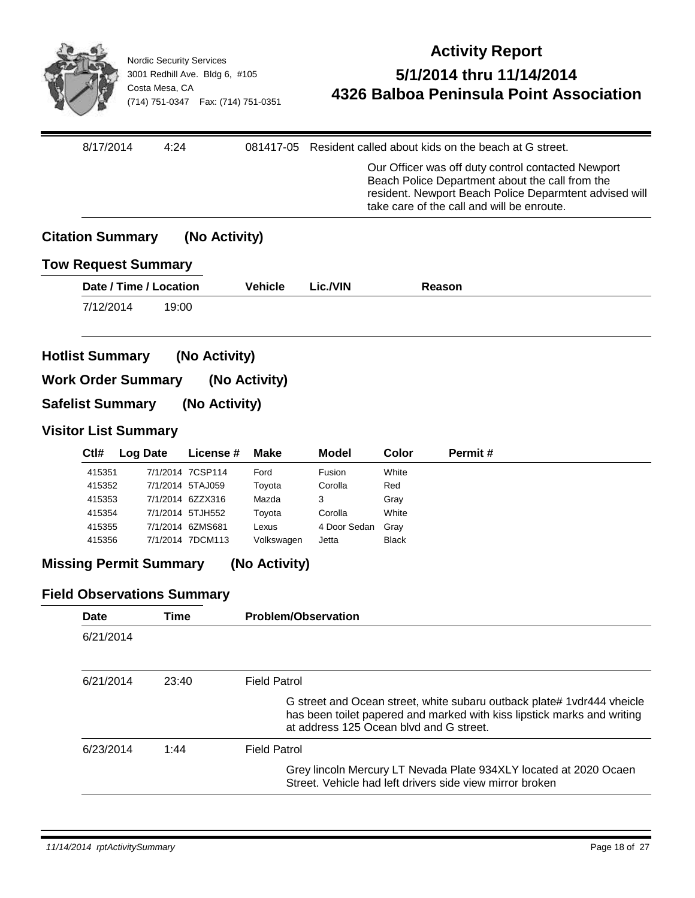| | | | |
|---|---|---|---|
| 8/17/2014 | 4:24 | 081417-05 | Resident called about kids on the beach at G street. |
| | | | Our Officer was off duty control contacted Newport Beach Police Department about the call from the resident. Newport Beach Police Deparmtent advised will take care of the call and will be enroute. |

## Citation Summary (No Activity)

## Tow Request Summary

| Date / Time / Location | | Vehicle | Lic./VIN | Reason |
|---|---|---|---|---|
| 7/12/2014 | 19:00 | | | |

## Hotlist Summary (No Activity)

## Work Order Summary (No Activity)

## Safelist Summary (No Activity)

## Visitor List Summary

| Ctl# | Log Date | License # | Make | Model | Color | Permit # |
|---|---|---|---|---|---|---|
| 415351 | 7/1/2014 | 7CSP114 | Ford | Fusion | White | |
| 415352 | 7/1/2014 | 5TAJ059 | Toyota | Corolla | Red | |
| 415353 | 7/1/2014 | 6ZZX316 | Mazda | 3 | Gray | |
| 415354 | 7/1/2014 | 5TJH552 | Toyota | Corolla | White | |
| 415355 | 7/1/2014 | 6ZMS681 | Lexus | 4 Door Sedan | Gray | |
| 415356 | 7/1/2014 | 7DCM113 | Volkswagen | Jetta | Black | |

## Missing Permit Summary (No Activity)

## Field Observations Summary

| Date | Time | Problem/Observation |
|---|---|---|
| 6/21/2014 | | |
| 6/21/2014 | 23:40 | Field Patrol |
| | | G street and Ocean street, white subaru outback plate# 1vdr444 vheicle has been toilet papered and marked with kiss lipstick marks and writing at address 125 Ocean blvd and G street. |
| 6/23/2014 | 1:44 | Field Patrol |
| | | Grey lincoln Mercury LT Nevada Plate 934XLY located at 2020 Ocaen Street. Vehicle had left drivers side view mirror broken |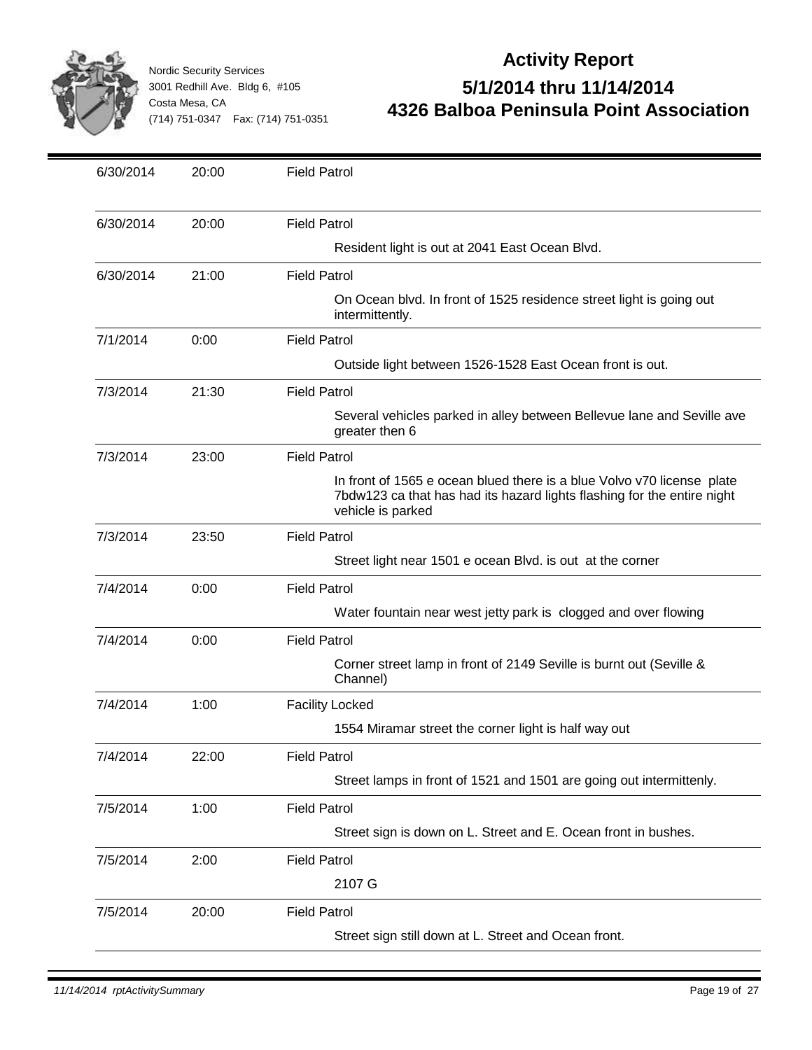| Date | Time | Activity |
|---|---|---|
| 6/30/2014 | 20:00 | Field Patrol |
| 6/30/2014 | 20:00 | Field Patrol<br>Resident light is out at 2041 East Ocean Blvd. |
| 6/30/2014 | 21:00 | Field Patrol<br>On Ocean blvd. In front of 1525 residence street light is going out intermittently. |
| 7/1/2014 | 0:00 | Field Patrol<br>Outside light between 1526-1528 East Ocean front is out. |
| 7/3/2014 | 21:30 | Field Patrol<br>Several vehicles parked in alley between Bellevue lane and Seville ave greater then 6 |
| 7/3/2014 | 23:00 | Field Patrol<br>In front of 1565 e ocean blued there is a blue Volvo v70 license plate 7bdw123 ca that has had its hazard lights flashing for the entire night vehicle is parked |
| 7/3/2014 | 23:50 | Field Patrol<br>Street light near 1501 e ocean Blvd. is out at the corner |
| 7/4/2014 | 0:00 | Field Patrol<br>Water fountain near west jetty park is clogged and over flowing |
| 7/4/2014 | 0:00 | Field Patrol<br>Corner street lamp in front of 2149 Seville is burnt out (Seville & Channel) |
| 7/4/2014 | 1:00 | Facility Locked<br>1554 Miramar street the corner light is half way out |
| 7/4/2014 | 22:00 | Field Patrol<br>Street lamps in front of 1521 and 1501 are going out intermittenly. |
| 7/5/2014 | 1:00 | Field Patrol<br>Street sign is down on L. Street and E. Ocean front in bushes. |
| 7/5/2014 | 2:00 | Field Patrol<br>2107 G |
| 7/5/2014 | 20:00 | Field Patrol<br>Street sign still down at L. Street and Ocean front. |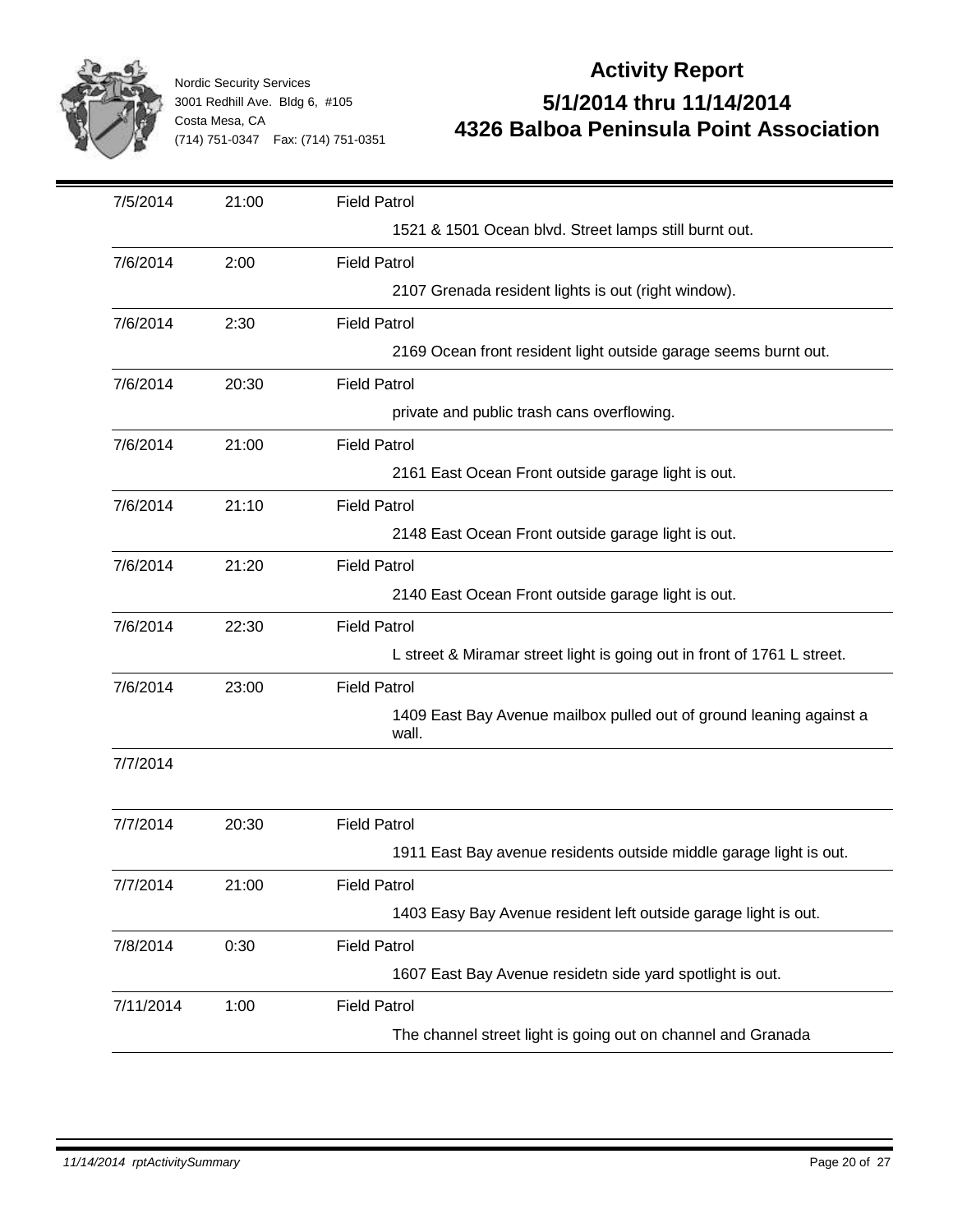Nordic Security Services
3001 Redhill Ave. Bldg 6, #105
Costa Mesa, CA
(714) 751-0347 Fax: (714) 751-0351

# Activity Report

## 5/1/2014 thru 11/14/2014
## 4326 Balboa Peninsula Point Association

| Date | Time | Activity |
|---|---|---|
| 7/5/2014 | 21:00 | Field Patrol<br>1521 & 1501 Ocean blvd. Street lamps still burnt out. |
| 7/6/2014 | 2:00 | Field Patrol<br>2107 Grenada resident lights is out (right window). |
| 7/6/2014 | 2:30 | Field Patrol<br>2169 Ocean front resident light outside garage seems burnt out. |
| 7/6/2014 | 20:30 | Field Patrol<br>private and public trash cans overflowing. |
| 7/6/2014 | 21:00 | Field Patrol<br>2161 East Ocean Front outside garage light is out. |
| 7/6/2014 | 21:10 | Field Patrol<br>2148 East Ocean Front outside garage light is out. |
| 7/6/2014 | 21:20 | Field Patrol<br>2140 East Ocean Front outside garage light is out. |
| 7/6/2014 | 22:30 | Field Patrol<br>L street & Miramar street light is going out in front of 1761 L street. |
| 7/6/2014 | 23:00 | Field Patrol<br>1409 East Bay Avenue mailbox pulled out of ground leaning against a wall. |
| 7/7/2014 | | |
| 7/7/2014 | 20:30 | Field Patrol<br>1911 East Bay avenue residents outside middle garage light is out. |
| 7/7/2014 | 21:00 | Field Patrol<br>1403 Easy Bay Avenue resident left outside garage light is out. |
| 7/8/2014 | 0:30 | Field Patrol<br>1607 East Bay Avenue residetn side yard spotlight is out. |
| 7/11/2014 | 1:00 | Field Patrol<br>The channel street light is going out on channel and Granada |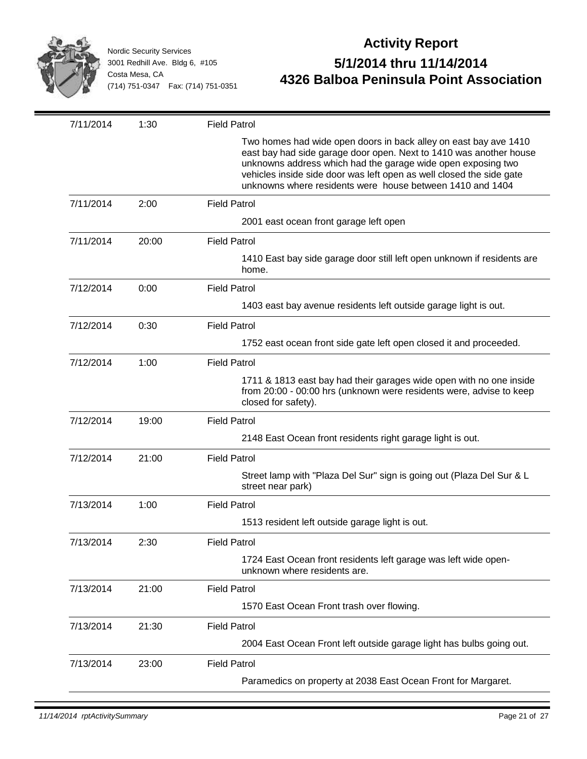Nordic Security Services
3001 Redhill Ave. Bldg 6, #105
Costa Mesa, CA
(714) 751-0347 Fax: (714) 751-0351

# Activity Report

## 5/1/2014 thru 11/14/2014
## 4326 Balboa Peninsula Point Association

| Date | Time | Activity |
|---|---|---|
| 7/11/2014 | 1:30 | Field Patrol |
| | | Two homes had wide open doors in back alley on east bay ave 1410 east bay had side garage door open. Next to 1410 was another house unknowns address which had the garage wide open exposing two vehicles inside side door was left open as well closed the side gate unknowns where residents were house between 1410 and 1404 |
| 7/11/2014 | 2:00 | Field Patrol |
| | | 2001 east ocean front garage left open |
| 7/11/2014 | 20:00 | Field Patrol |
| | | 1410 East bay side garage door still left open unknown if residents are home. |
| 7/12/2014 | 0:00 | Field Patrol |
| | | 1403 east bay avenue residents left outside garage light is out. |
| 7/12/2014 | 0:30 | Field Patrol |
| | | 1752 east ocean front side gate left open closed it and proceeded. |
| 7/12/2014 | 1:00 | Field Patrol |
| | | 1711 & 1813 east bay had their garages wide open with no one inside from 20:00 - 00:00 hrs (unknown were residents were, advise to keep closed for safety). |
| 7/12/2014 | 19:00 | Field Patrol |
| | | 2148 East Ocean front residents right garage light is out. |
| 7/12/2014 | 21:00 | Field Patrol |
| | | Street lamp with "Plaza Del Sur" sign is going out (Plaza Del Sur & L street near park) |
| 7/13/2014 | 1:00 | Field Patrol |
| | | 1513 resident left outside garage light is out. |
| 7/13/2014 | 2:30 | Field Patrol |
| | | 1724 East Ocean front residents left garage was left wide open-unknown where residents are. |
| 7/13/2014 | 21:00 | Field Patrol |
| | | 1570 East Ocean Front trash over flowing. |
| 7/13/2014 | 21:30 | Field Patrol |
| | | 2004 East Ocean Front left outside garage light has bulbs going out. |
| 7/13/2014 | 23:00 | Field Patrol |
| | | Paramedics on property at 2038 East Ocean Front for Margaret. |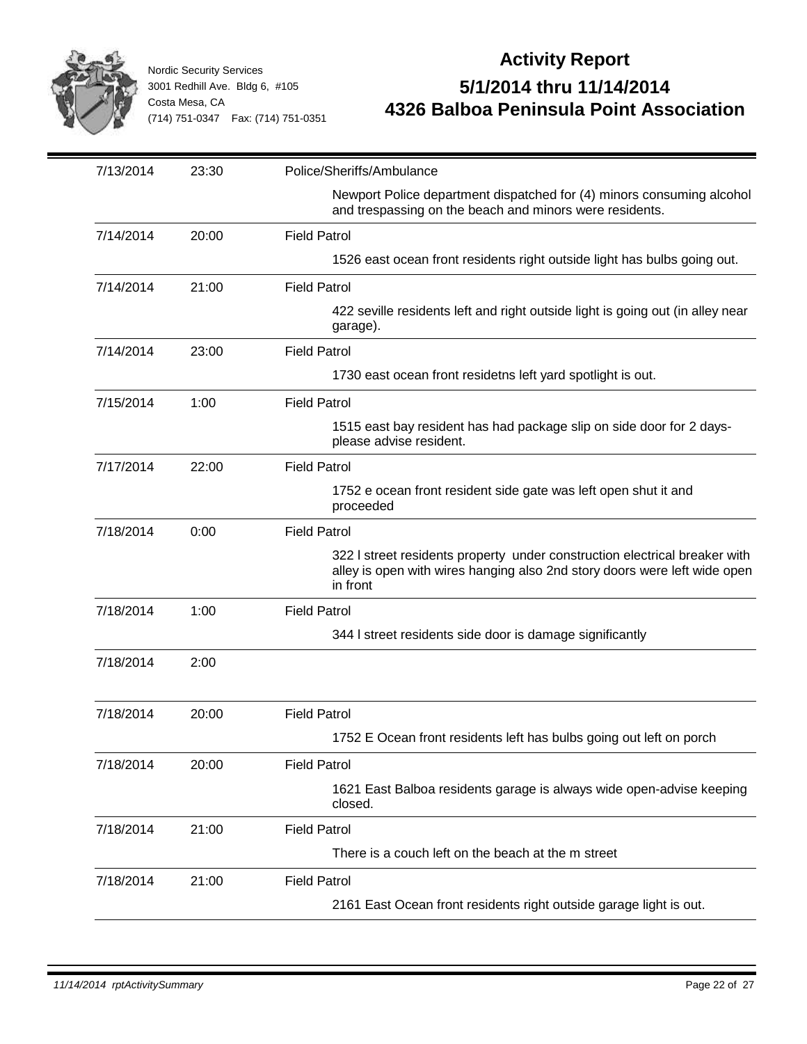Nordic Security Services
3001 Redhill Ave. Bldg 6, #105
Costa Mesa, CA
(714) 751-0347 Fax: (714) 751-0351

# Activity Report

## 5/1/2014 thru 11/14/2014
## 4326 Balboa Peninsula Point Association

| Date | Time | Activity |
|---|---|---|
| 7/13/2014 | 23:30 | Police/Sheriffs/Ambulance<br>Newport Police department dispatched for (4) minors consuming alcohol and trespassing on the beach and minors were residents. |
| 7/14/2014 | 20:00 | Field Patrol<br>1526 east ocean front residents right outside light has bulbs going out. |
| 7/14/2014 | 21:00 | Field Patrol<br>422 seville residents left and right outside light is going out (in alley near garage). |
| 7/14/2014 | 23:00 | Field Patrol<br>1730 east ocean front residetns left yard spotlight is out. |
| 7/15/2014 | 1:00 | Field Patrol<br>1515 east bay resident has had package slip on side door for 2 days-please advise resident. |
| 7/17/2014 | 22:00 | Field Patrol<br>1752 e ocean front resident side gate was left open shut it and proceeded |
| 7/18/2014 | 0:00 | Field Patrol<br>322 l street residents property under construction electrical breaker with alley is open with wires hanging also 2nd story doors were left wide open in front |
| 7/18/2014 | 1:00 | Field Patrol<br>344 l street residents side door is damage significantly |
| 7/18/2014 | 2:00 | |
| 7/18/2014 | 20:00 | Field Patrol<br>1752 E Ocean front residents left has bulbs going out left on porch |
| 7/18/2014 | 20:00 | Field Patrol<br>1621 East Balboa residents garage is always wide open-advise keeping closed. |
| 7/18/2014 | 21:00 | Field Patrol<br>There is a couch left on the beach at the m street |
| 7/18/2014 | 21:00 | Field Patrol<br>2161 East Ocean front residents right outside garage light is out. |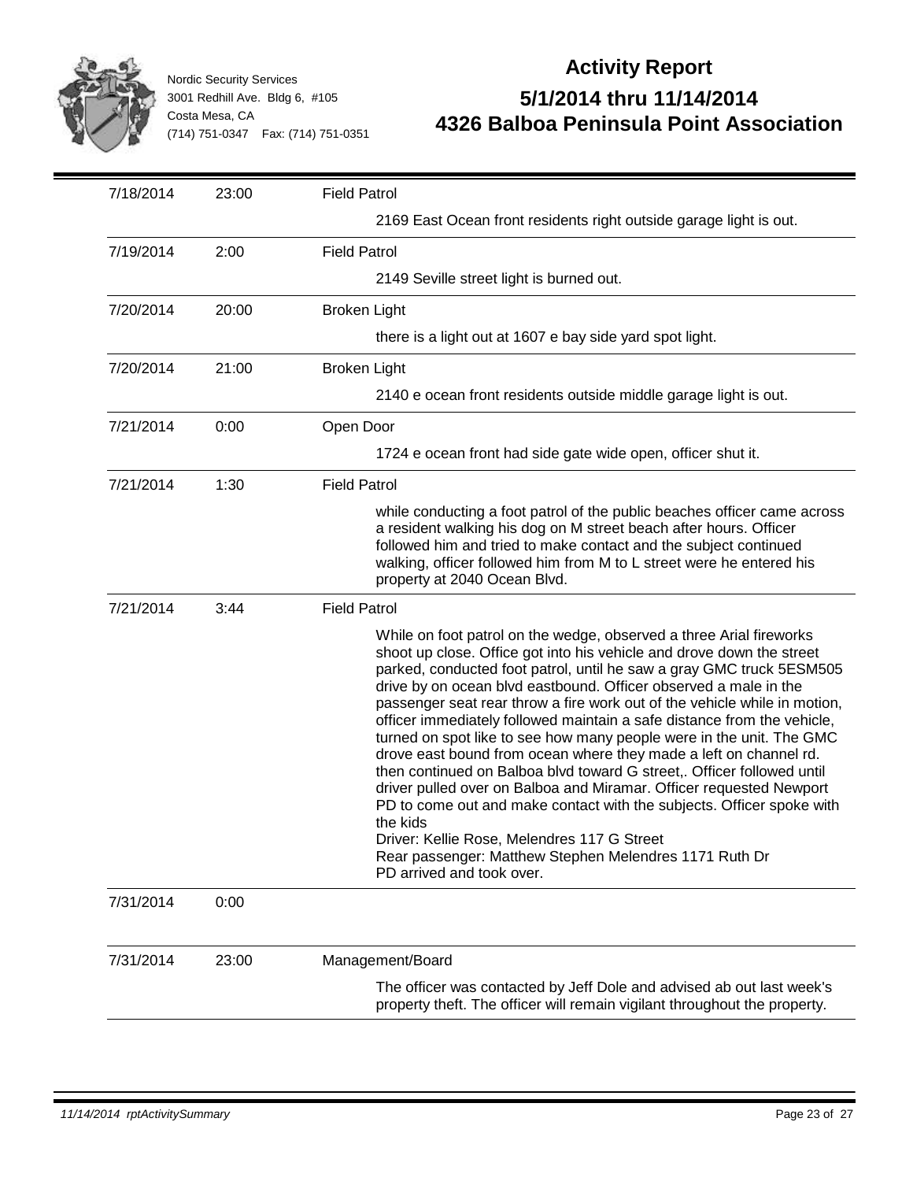Nordic Security Services
3001 Redhill Ave. Bldg 6, #105
Costa Mesa, CA
(714) 751-0347 Fax: (714) 751-0351

# Activity Report

## 5/1/2014 thru 11/14/2014
## 4326 Balboa Peninsula Point Association

| Date | Time | Activity |
|---|---|---|
| 7/18/2014 | 23:00 | **Field Patrol**<br>2169 East Ocean front residents right outside garage light is out. |
| 7/19/2014 | 2:00 | **Field Patrol**<br>2149 Seville street light is burned out. |
| 7/20/2014 | 20:00 | **Broken Light**<br>there is a light out at 1607 e bay side yard spot light. |
| 7/20/2014 | 21:00 | **Broken Light**<br>2140 e ocean front residents outside middle garage light is out. |
| 7/21/2014 | 0:00 | **Open Door**<br>1724 e ocean front had side gate wide open, officer shut it. |
| 7/21/2014 | 1:30 | **Field Patrol**<br>while conducting a foot patrol of the public beaches officer came across a resident walking his dog on M street beach after hours. Officer followed him and tried to make contact and the subject continued walking, officer followed him from M to L street were he entered his property at 2040 Ocean Blvd. |
| 7/21/2014 | 3:44 | **Field Patrol**<br>While on foot patrol on the wedge, observed a three Arial fireworks shoot up close. Office got into his vehicle and drove down the street parked, conducted foot patrol, until he saw a gray GMC truck 5ESM505 drive by on ocean blvd eastbound. Officer observed a male in the passenger seat rear throw a fire work out of the vehicle while in motion, officer immediately followed maintain a safe distance from the vehicle, turned on spot like to see how many people were in the unit. The GMC drove east bound from ocean where they made a left on channel rd. then continued on Balboa blvd toward G street,. Officer followed until driver pulled over on Balboa and Miramar. Officer requested Newport PD to come out and make contact with the subjects. Officer spoke with the kids<br>Driver: Kellie Rose, Melendres 117 G Street<br>Rear passenger: Matthew Stephen Melendres 1171 Ruth Dr<br>PD arrived and took over. |
| 7/31/2014 | 0:00 | |
| 7/31/2014 | 23:00 | **Management/Board**<br>The officer was contacted by Jeff Dole and advised ab out last week's property theft. The officer will remain vigilant throughout the property. |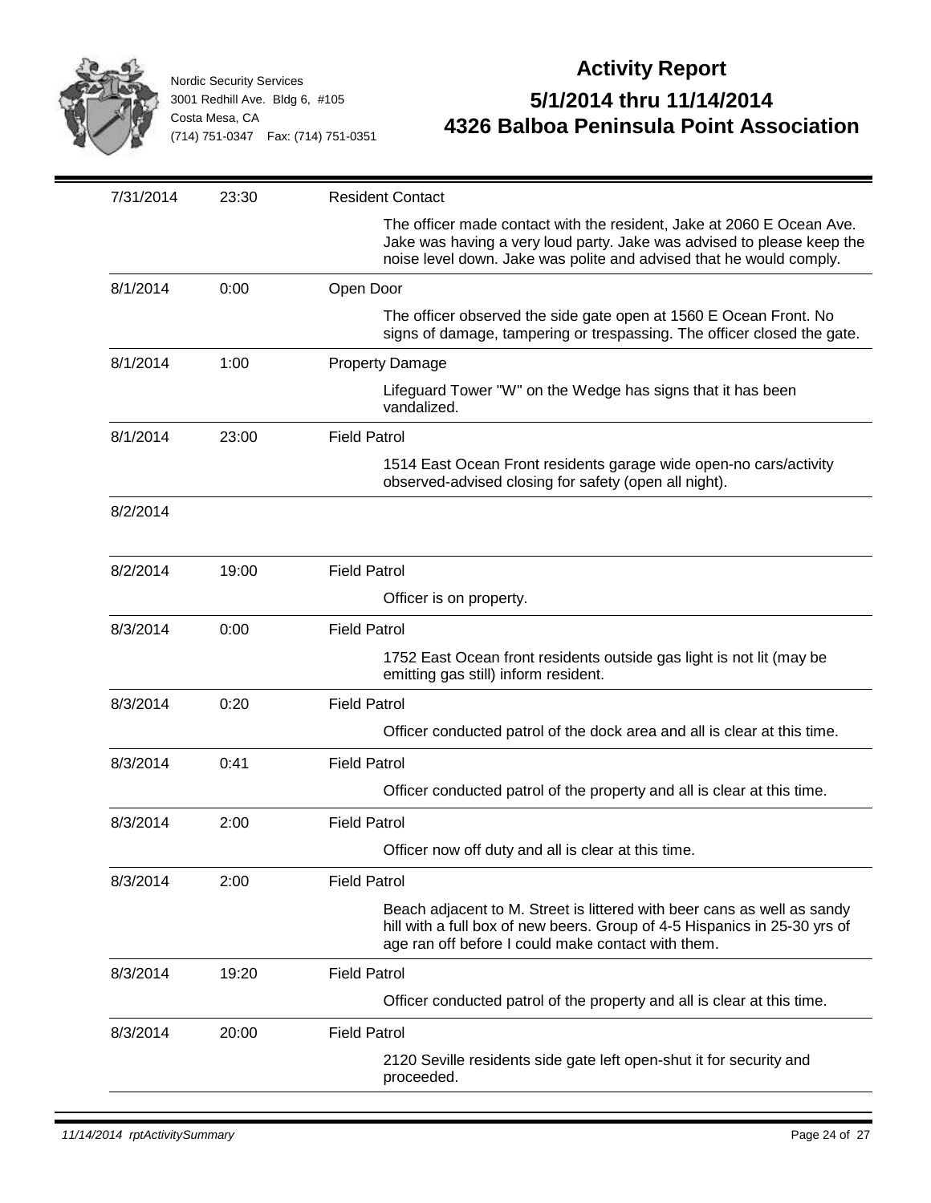Nordic Security Services
3001 Redhill Ave. Bldg 6, #105
Costa Mesa, CA
(714) 751-0347 Fax: (714) 751-0351

# Activity Report

## 5/1/2014 thru 11/14/2014
## 4326 Balboa Peninsula Point Association

| Date | Time | Activity |
|---|---|---|
| 7/31/2014 | 23:30 | Resident Contact |
| | | The officer made contact with the resident, Jake at 2060 E Ocean Ave. Jake was having a very loud party. Jake was advised to please keep the noise level down. Jake was polite and advised that he would comply. |
| 8/1/2014 | 0:00 | Open Door |
| | | The officer observed the side gate open at 1560 E Ocean Front. No signs of damage, tampering or trespassing. The officer closed the gate. |
| 8/1/2014 | 1:00 | Property Damage |
| | | Lifeguard Tower "W" on the Wedge has signs that it has been vandalized. |
| 8/1/2014 | 23:00 | Field Patrol |
| | | 1514 East Ocean Front residents garage wide open-no cars/activity observed-advised closing for safety (open all night). |
| 8/2/2014 | | |
| 8/2/2014 | 19:00 | Field Patrol |
| | | Officer is on property. |
| 8/3/2014 | 0:00 | Field Patrol |
| | | 1752 East Ocean front residents outside gas light is not lit (may be emitting gas still) inform resident. |
| 8/3/2014 | 0:20 | Field Patrol |
| | | Officer conducted patrol of the dock area and all is clear at this time. |
| 8/3/2014 | 0:41 | Field Patrol |
| | | Officer conducted patrol of the property and all is clear at this time. |
| 8/3/2014 | 2:00 | Field Patrol |
| | | Officer now off duty and all is clear at this time. |
| 8/3/2014 | 2:00 | Field Patrol |
| | | Beach adjacent to M. Street is littered with beer cans as well as sandy hill with a full box of new beers. Group of 4-5 Hispanics in 25-30 yrs of age ran off before I could make contact with them. |
| 8/3/2014 | 19:20 | Field Patrol |
| | | Officer conducted patrol of the property and all is clear at this time. |
| 8/3/2014 | 20:00 | Field Patrol |
| | | 2120 Seville residents side gate left open-shut it for security and proceeded. |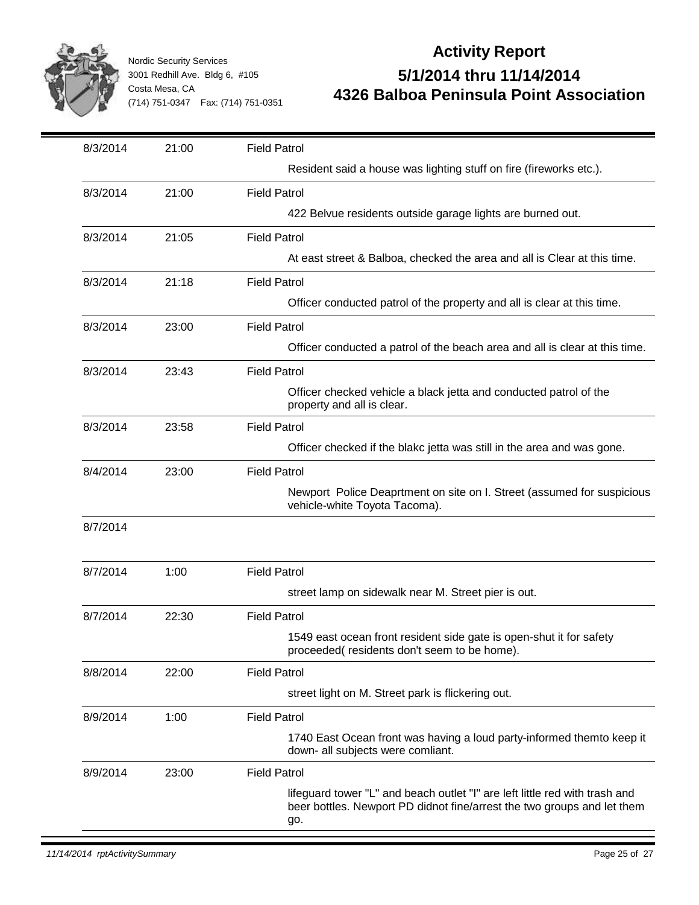Nordic Security Services
3001 Redhill Ave. Bldg 6, #105
Costa Mesa, CA
(714) 751-0347 Fax: (714) 751-0351

# Activity Report
## 5/1/2014 thru 11/14/2014
## 4326 Balboa Peninsula Point Association

| Date | Time | Activity |
|---|---|---|
| 8/3/2014 | 21:00 | Field Patrol<br>Resident said a house was lighting stuff on fire (fireworks etc.). |
| 8/3/2014 | 21:00 | Field Patrol<br>422 Belvue residents outside garage lights are burned out. |
| 8/3/2014 | 21:05 | Field Patrol<br>At east street & Balboa, checked the area and all is Clear at this time. |
| 8/3/2014 | 21:18 | Field Patrol<br>Officer conducted patrol of the property and all is clear at this time. |
| 8/3/2014 | 23:00 | Field Patrol<br>Officer conducted a patrol of the beach area and all is clear at this time. |
| 8/3/2014 | 23:43 | Field Patrol<br>Officer checked vehicle a black jetta and conducted patrol of the property and all is clear. |
| 8/3/2014 | 23:58 | Field Patrol<br>Officer checked if the blakc jetta was still in the area and was gone. |
| 8/4/2014 | 23:00 | Field Patrol<br>Newport Police Deaprtment on site on I. Street (assumed for suspicious vehicle-white Toyota Tacoma). |
| 8/7/2014 | | |
| 8/7/2014 | 1:00 | Field Patrol<br>street lamp on sidewalk near M. Street pier is out. |
| 8/7/2014 | 22:30 | Field Patrol<br>1549 east ocean front resident side gate is open-shut it for safety proceeded( residents don't seem to be home). |
| 8/8/2014 | 22:00 | Field Patrol<br>street light on M. Street park is flickering out. |
| 8/9/2014 | 1:00 | Field Patrol<br>1740 East Ocean front was having a loud party-informed themto keep it down- all subjects were comliant. |
| 8/9/2014 | 23:00 | Field Patrol<br>lifeguard tower "L" and beach outlet "I" are left little red with trash and beer bottles. Newport PD didnot fine/arrest the two groups and let them go. |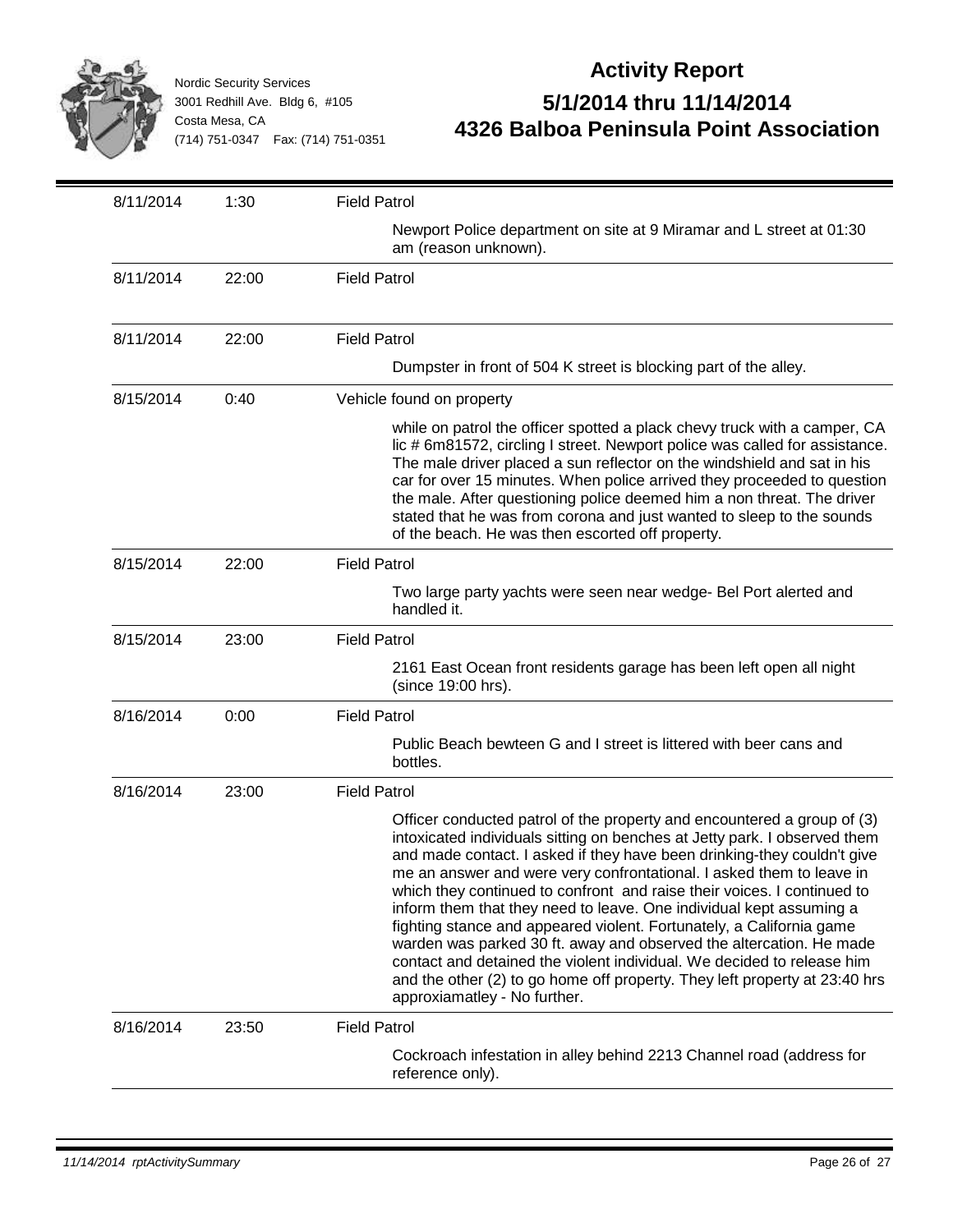Nordic Security Services
3001 Redhill Ave. Bldg 6, #105
Costa Mesa, CA
(714) 751-0347 Fax: (714) 751-0351

# Activity Report

## 5/1/2014 thru 11/14/2014

## 4326 Balboa Peninsula Point Association

| Date | Time | Activity |
|---|---|---|
| 8/11/2014 | 1:30 | Field Patrol |
| | | Newport Police department on site at 9 Miramar and L street at 01:30 am (reason unknown). |
| 8/11/2014 | 22:00 | Field Patrol |
| 8/11/2014 | 22:00 | Field Patrol |
| | | Dumpster in front of 504 K street is blocking part of the alley. |
| 8/15/2014 | 0:40 | Vehicle found on property |
| | | while on patrol the officer spotted a plack chevy truck with a camper, CA lic # 6m81572, circling I street. Newport police was called for assistance. The male driver placed a sun reflector on the windshield and sat in his car for over 15 minutes. When police arrived they proceeded to question the male. After questioning police deemed him a non threat. The driver stated that he was from corona and just wanted to sleep to the sounds of the beach. He was then escorted off property. |
| 8/15/2014 | 22:00 | Field Patrol |
| | | Two large party yachts were seen near wedge- Bel Port alerted and handled it. |
| 8/15/2014 | 23:00 | Field Patrol |
| | | 2161 East Ocean front residents garage has been left open all night (since 19:00 hrs). |
| 8/16/2014 | 0:00 | Field Patrol |
| | | Public Beach bewteen G and I street is littered with beer cans and bottles. |
| 8/16/2014 | 23:00 | Field Patrol |
| | | Officer conducted patrol of the property and encountered a group of (3) intoxicated individuals sitting on benches at Jetty park. I observed them and made contact. I asked if they have been drinking-they couldn't give me an answer and were very confrontational. I asked them to leave in which they continued to confront and raise their voices. I continued to inform them that they need to leave. One individual kept assuming a fighting stance and appeared violent. Fortunately, a California game warden was parked 30 ft. away and observed the altercation. He made contact and detained the violent individual. We decided to release him and the other (2) to go home off property. They left property at 23:40 hrs approxiamatley - No further. |
| 8/16/2014 | 23:50 | Field Patrol |
| | | Cockroach infestation in alley behind 2213 Channel road (address for reference only). |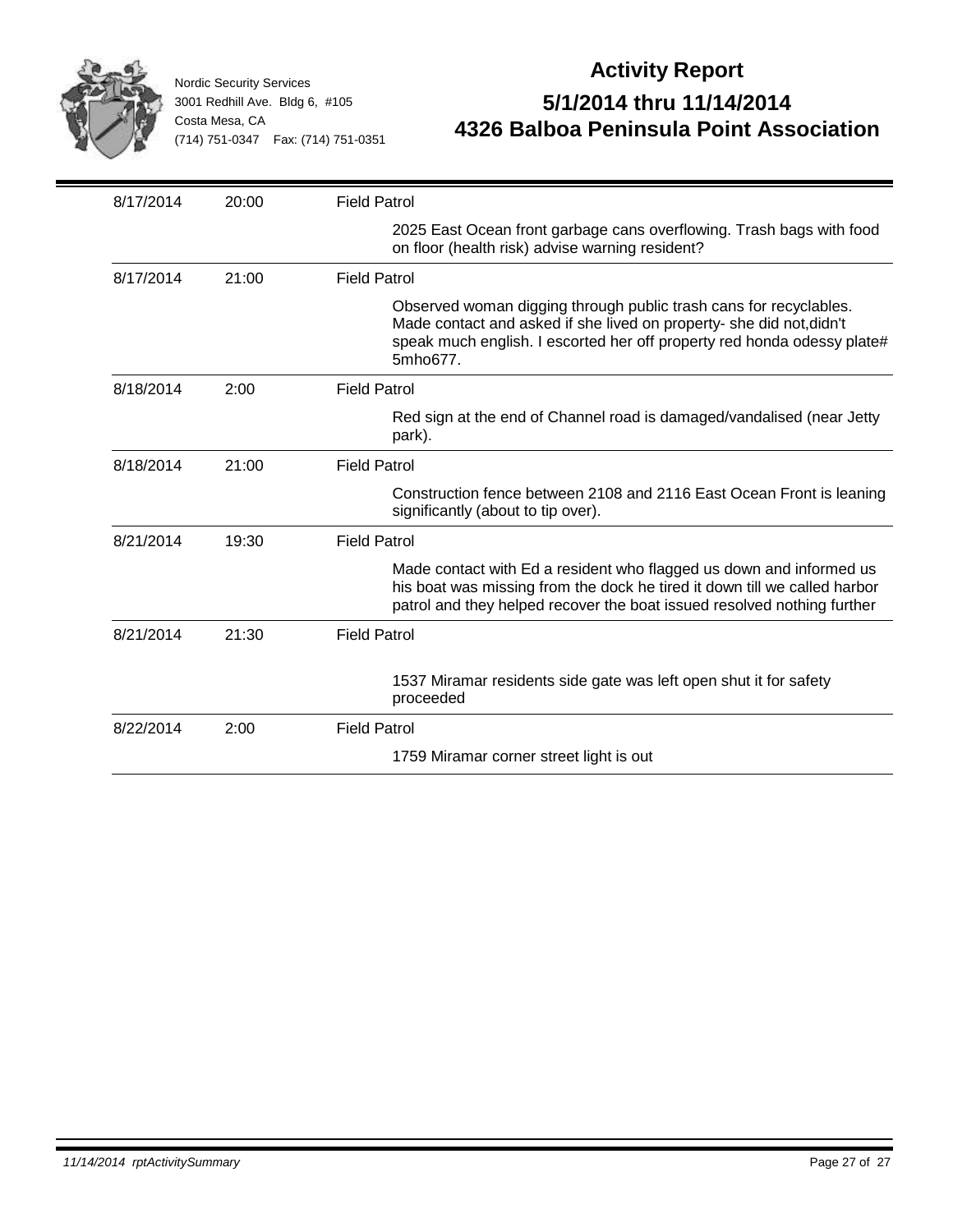Nordic Security Services
3001 Redhill Ave. Bldg 6, #105
Costa Mesa, CA
(714) 751-0347 Fax: (714) 751-0351

# Activity Report

## 5/1/2014 thru 11/14/2014
## 4326 Balboa Peninsula Point Association

| | | | |
|---|---|---|---|
| 8/17/2014 | 20:00 | Field Patrol | 2025 East Ocean front garbage cans overflowing. Trash bags with food on floor (health risk) advise warning resident? |
| 8/17/2014 | 21:00 | Field Patrol | Observed woman digging through public trash cans for recyclables. Made contact and asked if she lived on property- she did not,didn't speak much english. I escorted her off property red honda odessy plate# 5mho677. |
| 8/18/2014 | 2:00 | Field Patrol | Red sign at the end of Channel road is damaged/vandalised (near Jetty park). |
| 8/18/2014 | 21:00 | Field Patrol | Construction fence between 2108 and 2116 East Ocean Front is leaning significantly (about to tip over). |
| 8/21/2014 | 19:30 | Field Patrol | Made contact with Ed a resident who flagged us down and informed us his boat was missing from the dock he tired it down till we called harbor patrol and they helped recover the boat issued resolved nothing further |
| 8/21/2014 | 21:30 | Field Patrol | 1537 Miramar residents side gate was left open shut it for safety proceeded |
| 8/22/2014 | 2:00 | Field Patrol | 1759 Miramar corner street light is out |